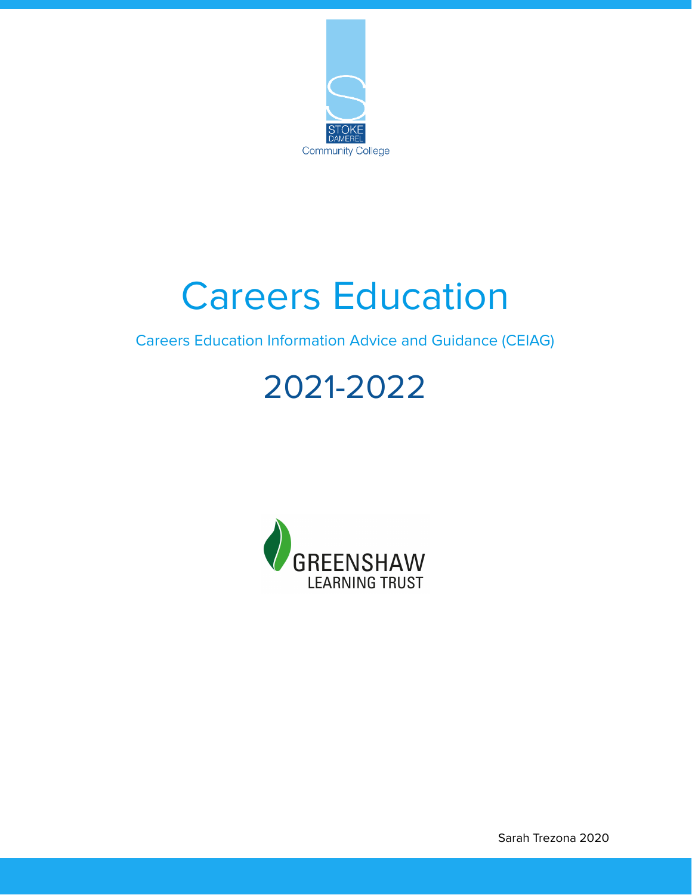STOKE DAMEREL Community College

# Careers Education

Careers Education Information Advice and Guidance (CEIAG)

## 2021-2022

GREENSHAW LEARNING TRUST

Sarah Trezona 2020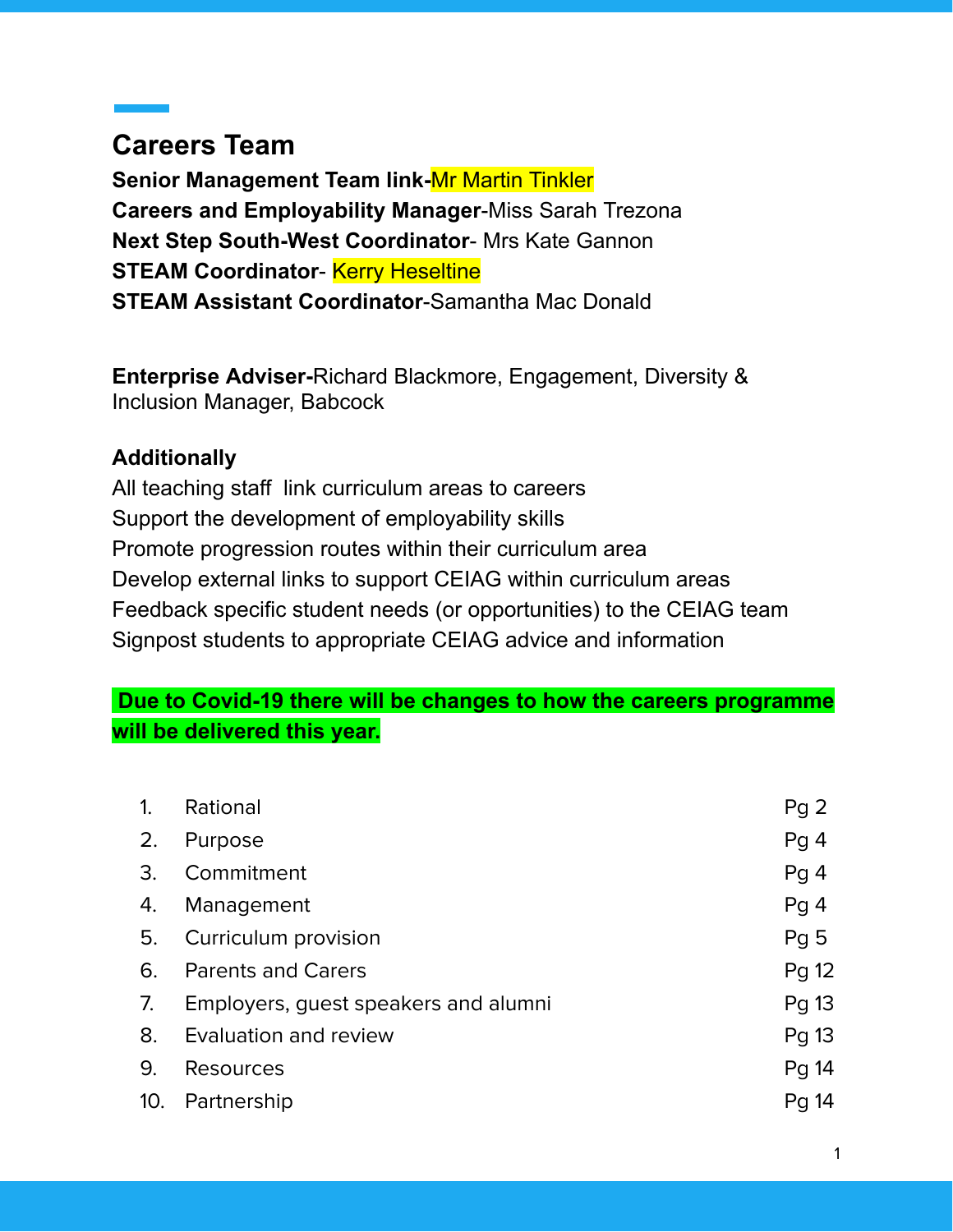## Careers Team

**Senior Management Team link-**Mr Martin Tinkler
**Careers and Employability Manager**-Miss Sarah Trezona
**Next Step South-West Coordinator**- Mrs Kate Gannon
**STEAM Coordinator**- Kerry Heseltine
**STEAM Assistant Coordinator**-Samantha Mac Donald

**Enterprise Adviser-**Richard Blackmore, Engagement, Diversity & Inclusion Manager, Babcock

**Additionally**

All teaching staff link curriculum areas to careers
Support the development of employability skills
Promote progression routes within their curriculum area
Develop external links to support CEIAG within curriculum areas
Feedback specific student needs (or opportunities) to the CEIAG team
Signpost students to appropriate CEIAG advice and information

**Due to Covid-19 there will be changes to how the careers programme will be delivered this year.**

| | | |
|---|---|---|
| 1. | Rational | Pg 2 |
| 2. | Purpose | Pg 4 |
| 3. | Commitment | Pg 4 |
| 4. | Management | Pg 4 |
| 5. | Curriculum provision | Pg 5 |
| 6. | Parents and Carers | Pg 12 |
| 7. | Employers, guest speakers and alumni | Pg 13 |
| 8. | Evaluation and review | Pg 13 |
| 9. | Resources | Pg 14 |
| 10. | Partnership | Pg 14 |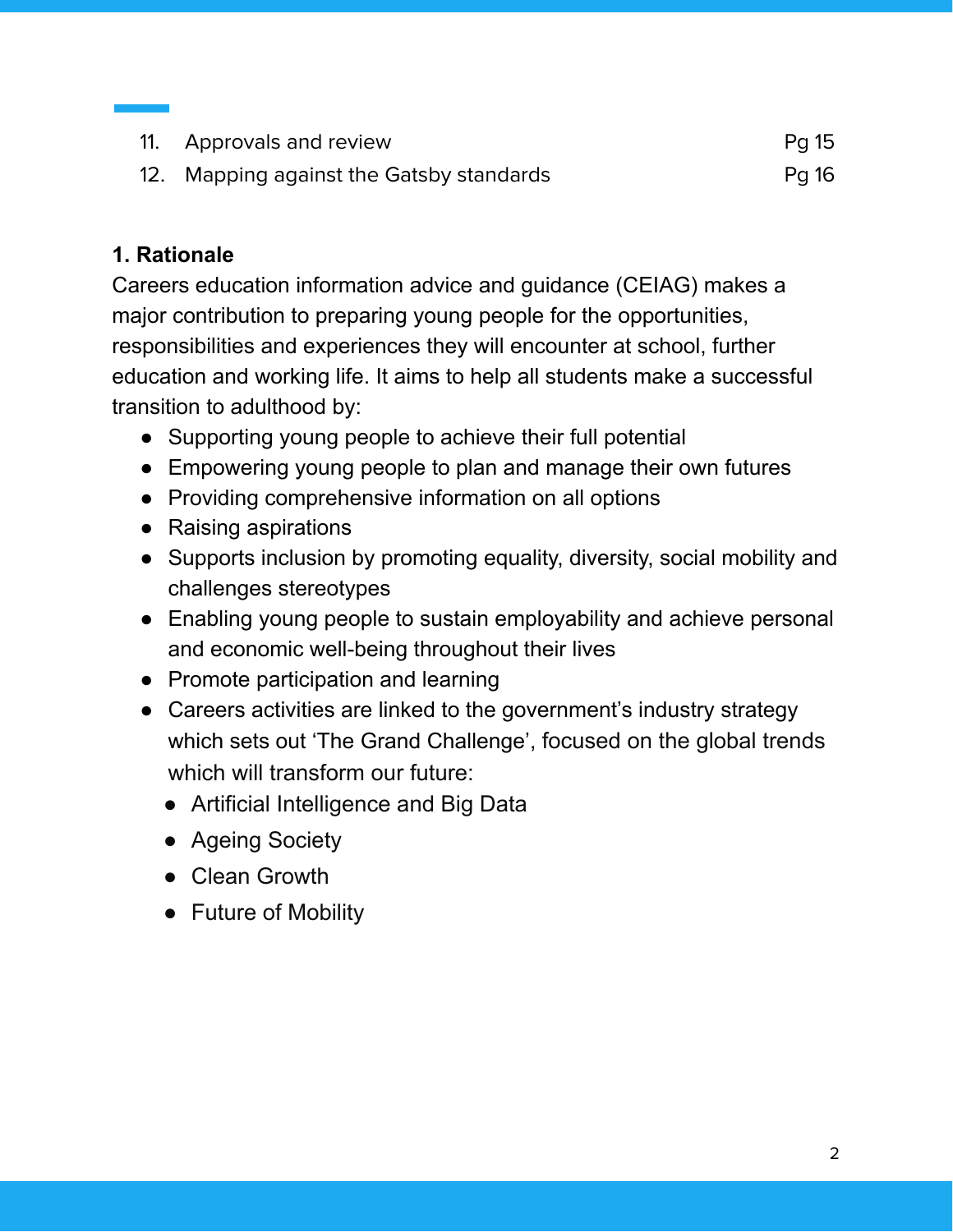11. Approvals and review Pg 15
12. Mapping against the Gatsby standards Pg 16

**1. Rationale**

Careers education information advice and guidance (CEIAG) makes a major contribution to preparing young people for the opportunities, responsibilities and experiences they will encounter at school, further education and working life. It aims to help all students make a successful transition to adulthood by:

- Supporting young people to achieve their full potential
- Empowering young people to plan and manage their own futures
- Providing comprehensive information on all options
- Raising aspirations
- Supports inclusion by promoting equality, diversity, social mobility and challenges stereotypes
- Enabling young people to sustain employability and achieve personal and economic well-being throughout their lives
- Promote participation and learning
- Careers activities are linked to the government's industry strategy which sets out 'The Grand Challenge', focused on the global trends which will transform our future:
  - Artificial Intelligence and Big Data
  - Ageing Society
  - Clean Growth
  - Future of Mobility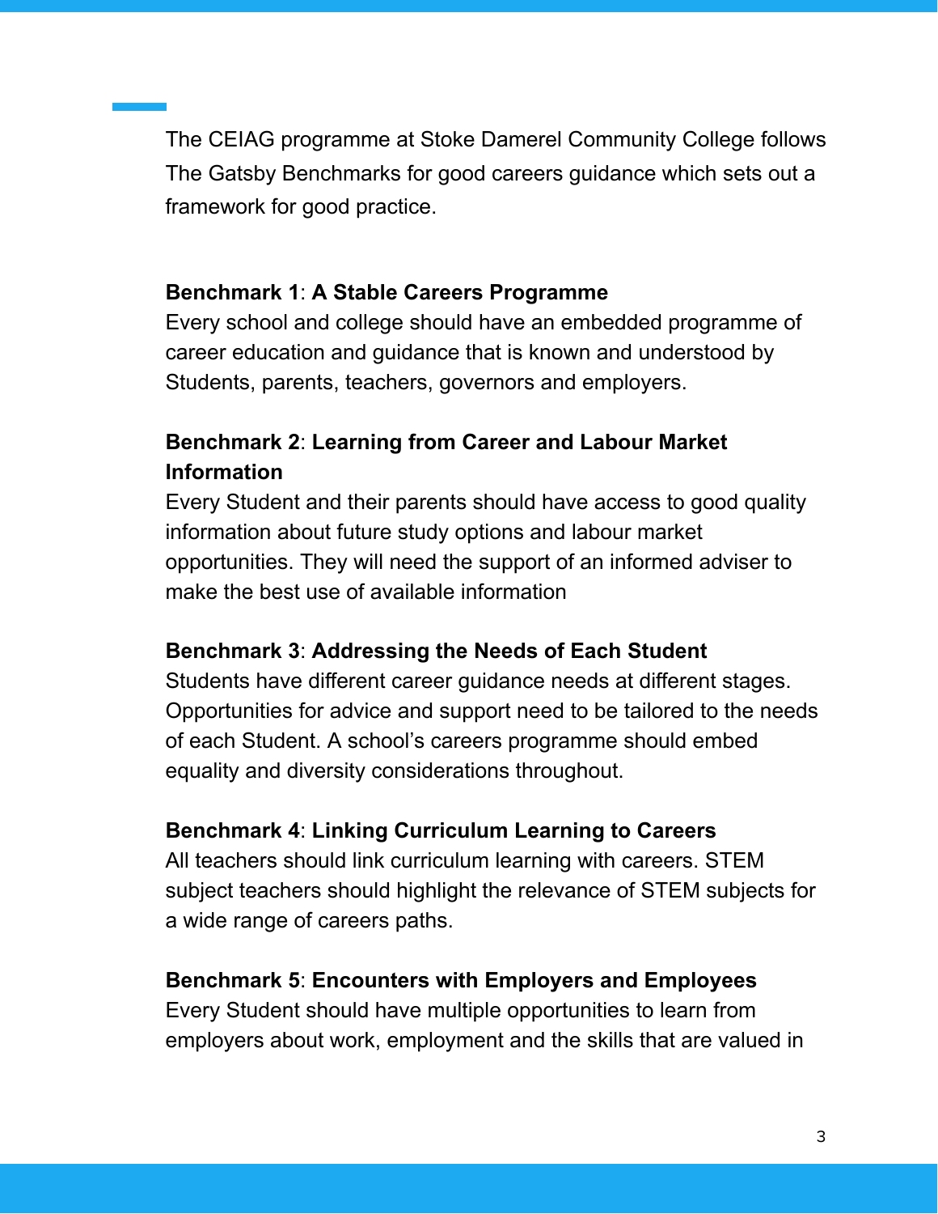The CEIAG programme at Stoke Damerel Community College follows The Gatsby Benchmarks for good careers guidance which sets out a framework for good practice.

**Benchmark 1**: **A Stable Careers Programme**
Every school and college should have an embedded programme of career education and guidance that is known and understood by Students, parents, teachers, governors and employers.

**Benchmark 2**: **Learning from Career and Labour Market Information**
Every Student and their parents should have access to good quality information about future study options and labour market opportunities. They will need the support of an informed adviser to make the best use of available information

**Benchmark 3**: **Addressing the Needs of Each Student**
Students have different career guidance needs at different stages. Opportunities for advice and support need to be tailored to the needs of each Student. A school's careers programme should embed equality and diversity considerations throughout.

**Benchmark 4**: **Linking Curriculum Learning to Careers**
All teachers should link curriculum learning with careers. STEM subject teachers should highlight the relevance of STEM subjects for a wide range of careers paths.

**Benchmark 5**: **Encounters with Employers and Employees**
Every Student should have multiple opportunities to learn from employers about work, employment and the skills that are valued in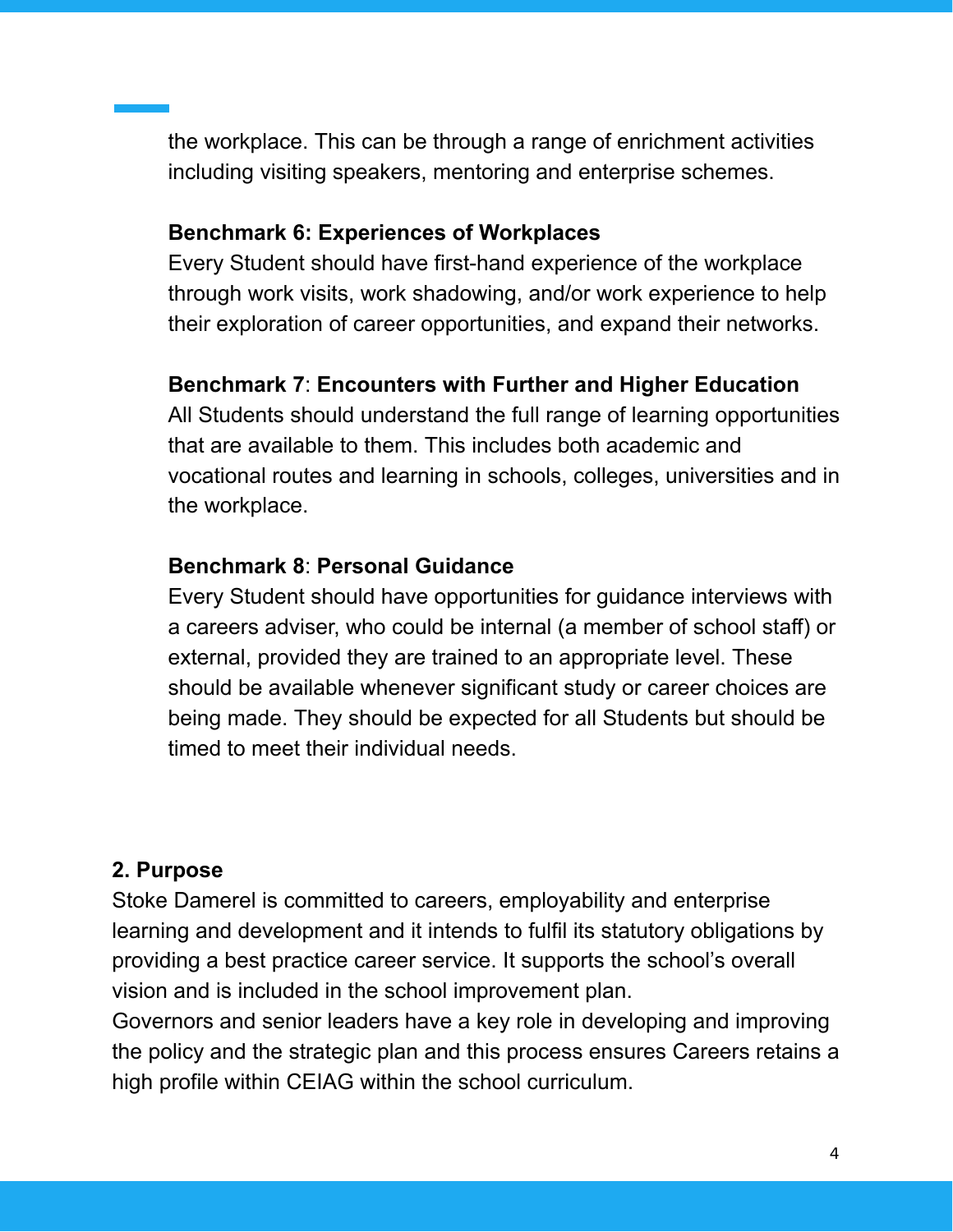the workplace. This can be through a range of enrichment activities including visiting speakers, mentoring and enterprise schemes.

**Benchmark 6: Experiences of Workplaces**
Every Student should have first-hand experience of the workplace through work visits, work shadowing, and/or work experience to help their exploration of career opportunities, and expand their networks.

**Benchmark 7**: **Encounters with Further and Higher Education**
All Students should understand the full range of learning opportunities that are available to them. This includes both academic and vocational routes and learning in schools, colleges, universities and in the workplace.

**Benchmark 8**: **Personal Guidance**
Every Student should have opportunities for guidance interviews with a careers adviser, who could be internal (a member of school staff) or external, provided they are trained to an appropriate level. These should be available whenever significant study or career choices are being made. They should be expected for all Students but should be timed to meet their individual needs.

## 2. Purpose

Stoke Damerel is committed to careers, employability and enterprise learning and development and it intends to fulfil its statutory obligations by providing a best practice career service. It supports the school's overall vision and is included in the school improvement plan.
Governors and senior leaders have a key role in developing and improving the policy and the strategic plan and this process ensures Careers retains a high profile within CEIAG within the school curriculum.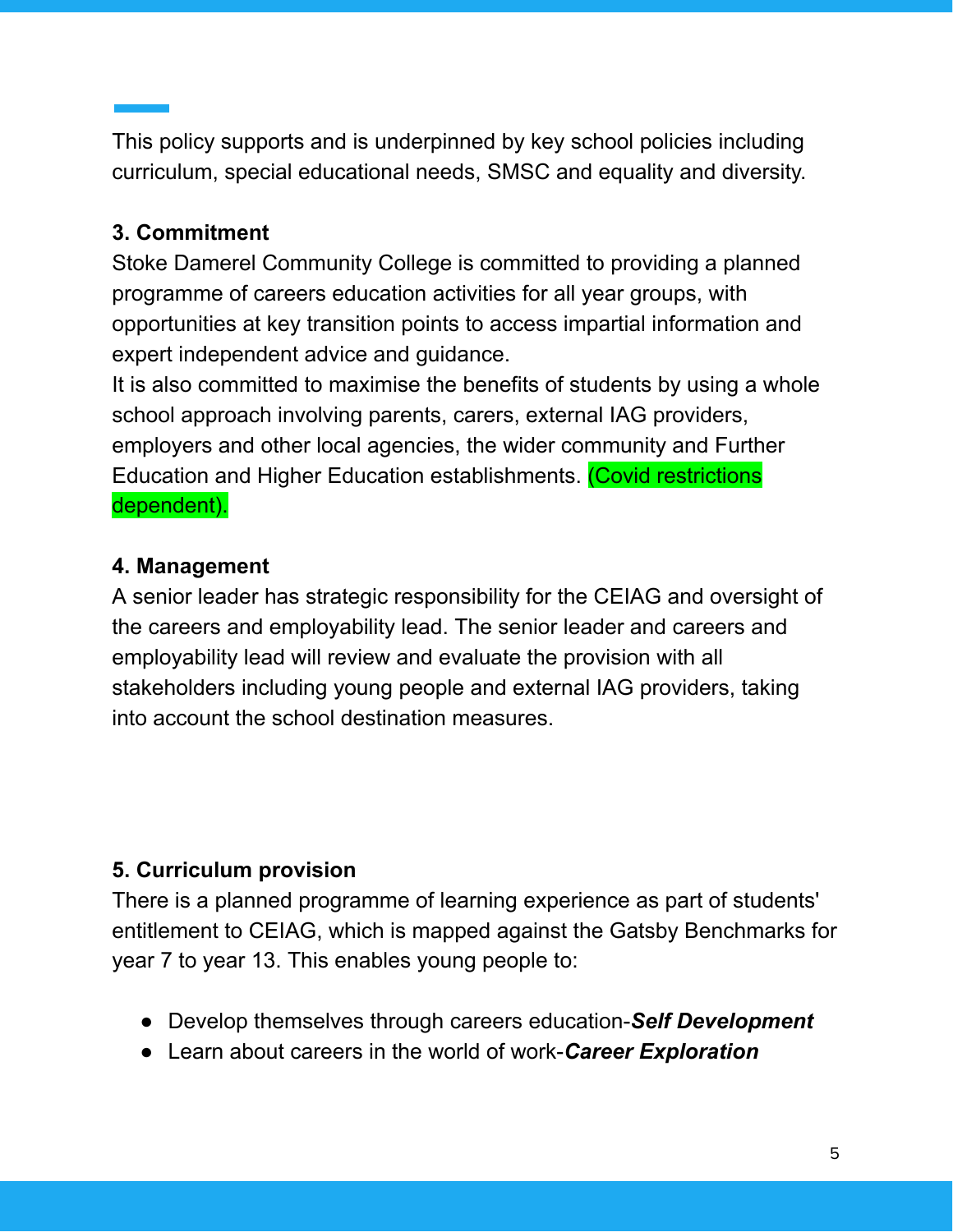This policy supports and is underpinned by key school policies including curriculum, special educational needs, SMSC and equality and diversity.

**3. Commitment**

Stoke Damerel Community College is committed to providing a planned programme of careers education activities for all year groups, with opportunities at key transition points to access impartial information and expert independent advice and guidance.

It is also committed to maximise the benefits of students by using a whole school approach involving parents, carers, external IAG providers, employers and other local agencies, the wider community and Further Education and Higher Education establishments. (Covid restrictions dependent).

**4. Management**

A senior leader has strategic responsibility for the CEIAG and oversight of the careers and employability lead. The senior leader and careers and employability lead will review and evaluate the provision with all stakeholders including young people and external IAG providers, taking into account the school destination measures.

**5. Curriculum provision**

There is a planned programme of learning experience as part of students' entitlement to CEIAG, which is mapped against the Gatsby Benchmarks for year 7 to year 13. This enables young people to:

- Develop themselves through careers education-***Self Development***
- Learn about careers in the world of work-***Career Exploration***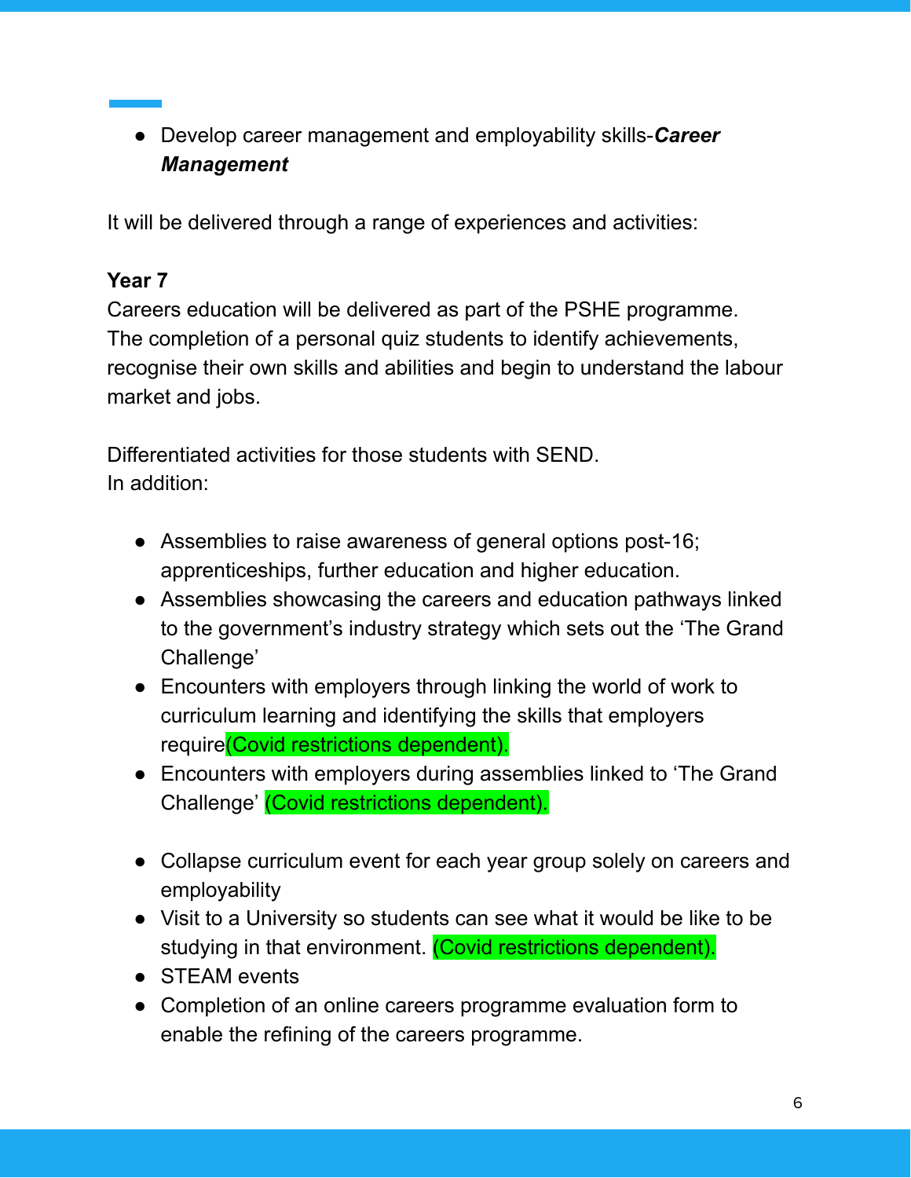- Develop career management and employability skills-***Career Management***

It will be delivered through a range of experiences and activities:

**Year 7**
Careers education will be delivered as part of the PSHE programme.
The completion of a personal quiz students to identify achievements, recognise their own skills and abilities and begin to understand the labour market and jobs.

Differentiated activities for those students with SEND.
In addition:

- Assemblies to raise awareness of general options post-16; apprenticeships, further education and higher education.
- Assemblies showcasing the careers and education pathways linked to the government's industry strategy which sets out the 'The Grand Challenge'
- Encounters with employers through linking the world of work to curriculum learning and identifying the skills that employers require(Covid restrictions dependent).
- Encounters with employers during assemblies linked to 'The Grand Challenge' (Covid restrictions dependent).

- Collapse curriculum event for each year group solely on careers and employability
- Visit to a University so students can see what it would be like to be studying in that environment. (Covid restrictions dependent).
- STEAM events
- Completion of an online careers programme evaluation form to enable the refining of the careers programme.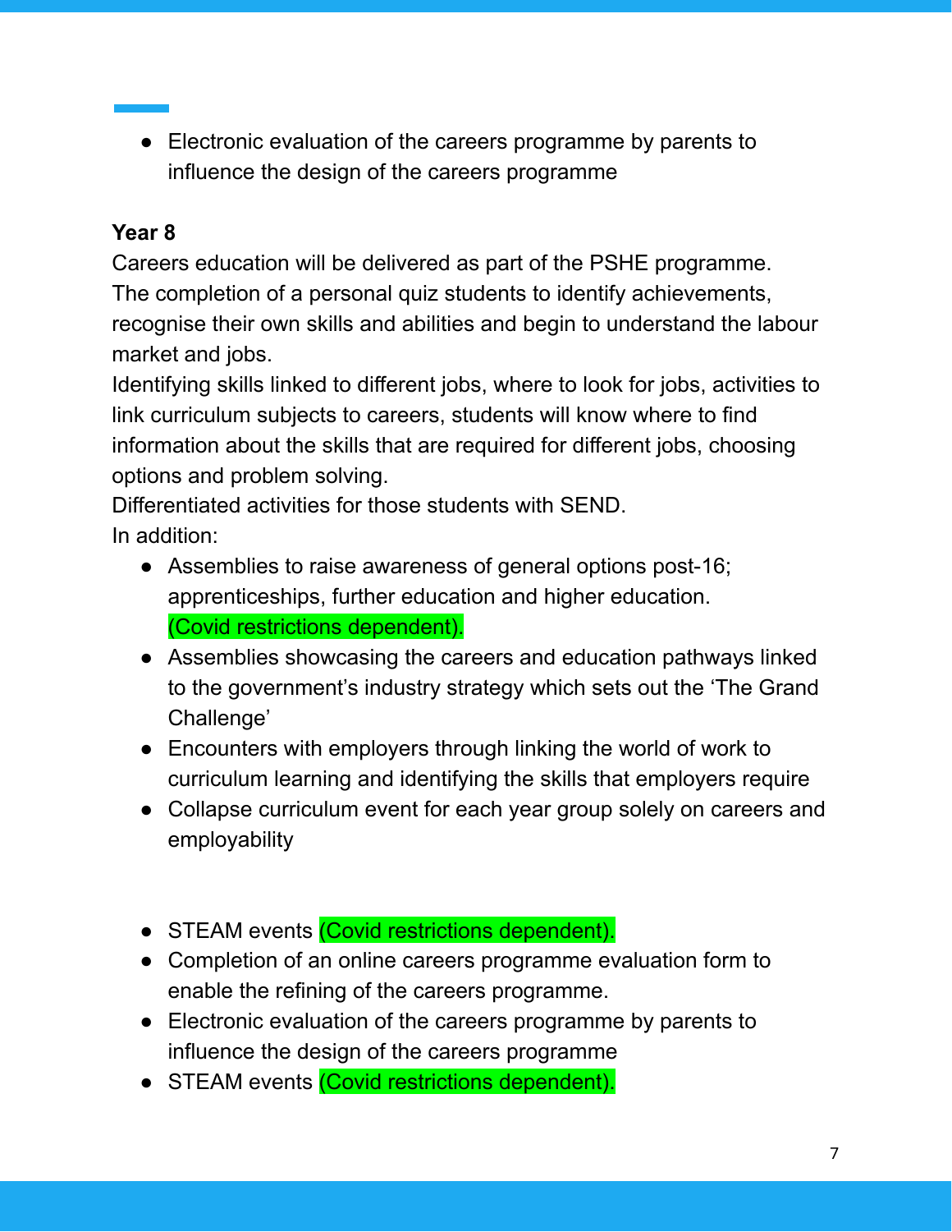- Electronic evaluation of the careers programme by parents to influence the design of the careers programme

**Year 8**

Careers education will be delivered as part of the PSHE programme.
The completion of a personal quiz students to identify achievements, recognise their own skills and abilities and begin to understand the labour market and jobs.
Identifying skills linked to different jobs, where to look for jobs, activities to link curriculum subjects to careers, students will know where to find information about the skills that are required for different jobs, choosing options and problem solving.
Differentiated activities for those students with SEND.
In addition:

- Assemblies to raise awareness of general options post-16; apprenticeships, further education and higher education. (Covid restrictions dependent).
- Assemblies showcasing the careers and education pathways linked to the government's industry strategy which sets out the 'The Grand Challenge'
- Encounters with employers through linking the world of work to curriculum learning and identifying the skills that employers require
- Collapse curriculum event for each year group solely on careers and employability

- STEAM events (Covid restrictions dependent).
- Completion of an online careers programme evaluation form to enable the refining of the careers programme.
- Electronic evaluation of the careers programme by parents to influence the design of the careers programme
- STEAM events (Covid restrictions dependent).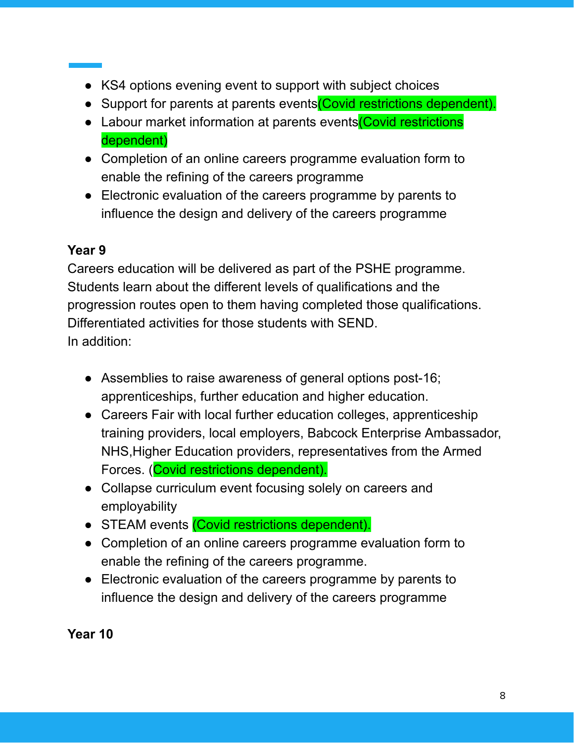- KS4 options evening event to support with subject choices
- Support for parents at parents events(Covid restrictions dependent).
- Labour market information at parents events(Covid restrictions dependent)
- Completion of an online careers programme evaluation form to enable the refining of the careers programme
- Electronic evaluation of the careers programme by parents to influence the design and delivery of the careers programme

**Year 9**

Careers education will be delivered as part of the PSHE programme. Students learn about the different levels of qualifications and the progression routes open to them having completed those qualifications. Differentiated activities for those students with SEND.
In addition:

- Assemblies to raise awareness of general options post-16; apprenticeships, further education and higher education.
- Careers Fair with local further education colleges, apprenticeship training providers, local employers, Babcock Enterprise Ambassador, NHS,Higher Education providers, representatives from the Armed Forces. (Covid restrictions dependent).
- Collapse curriculum event focusing solely on careers and employability
- STEAM events (Covid restrictions dependent).
- Completion of an online careers programme evaluation form to enable the refining of the careers programme.
- Electronic evaluation of the careers programme by parents to influence the design and delivery of the careers programme

**Year 10**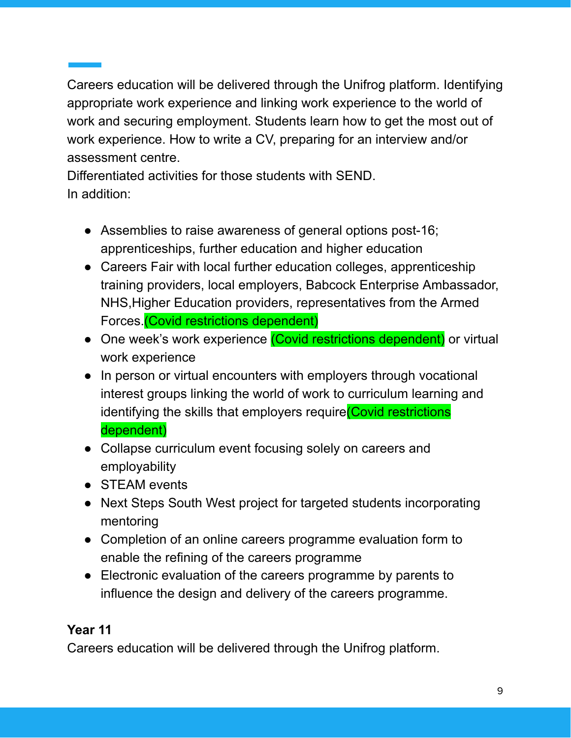Careers education will be delivered through the Unifrog platform. Identifying appropriate work experience and linking work experience to the world of work and securing employment. Students learn how to get the most out of work experience. How to write a CV, preparing for an interview and/or assessment centre.
Differentiated activities for those students with SEND.
In addition:

- Assemblies to raise awareness of general options post-16; apprenticeships, further education and higher education
- Careers Fair with local further education colleges, apprenticeship training providers, local employers, Babcock Enterprise Ambassador, NHS,Higher Education providers, representatives from the Armed Forces.(Covid restrictions dependent)
- One week's work experience (Covid restrictions dependent) or virtual work experience
- In person or virtual encounters with employers through vocational interest groups linking the world of work to curriculum learning and identifying the skills that employers require(Covid restrictions dependent)
- Collapse curriculum event focusing solely on careers and employability
- STEAM events
- Next Steps South West project for targeted students incorporating mentoring
- Completion of an online careers programme evaluation form to enable the refining of the careers programme
- Electronic evaluation of the careers programme by parents to influence the design and delivery of the careers programme.

**Year 11**
Careers education will be delivered through the Unifrog platform.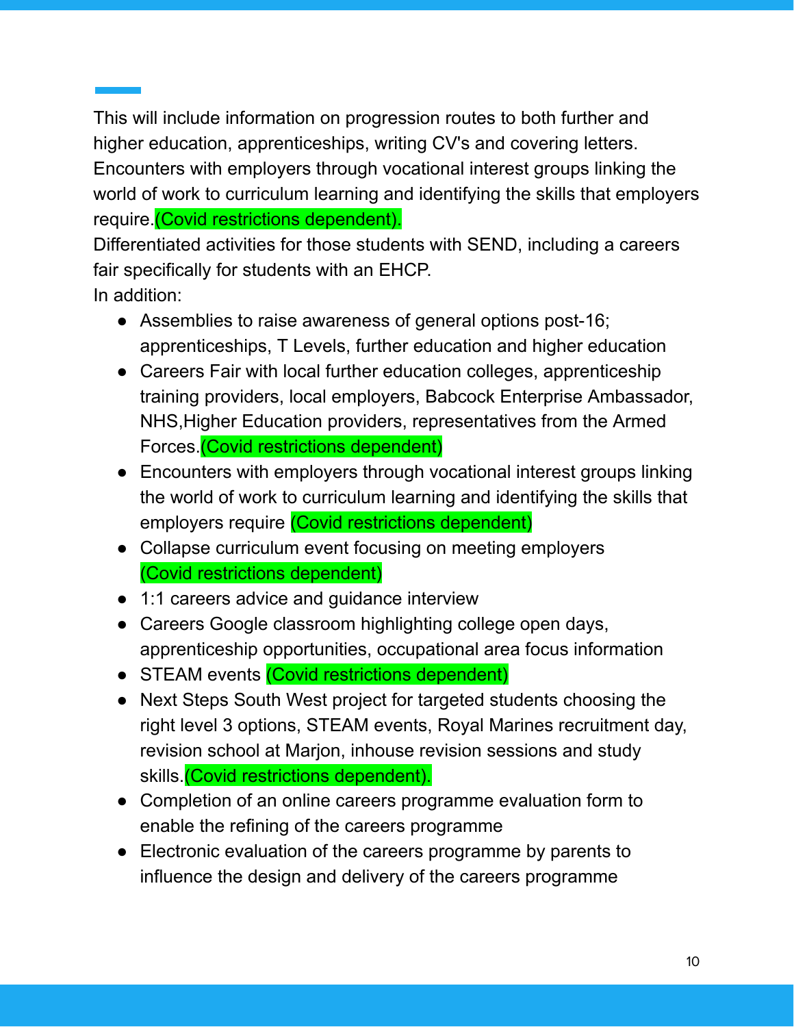This will include information on progression routes to both further and higher education, apprenticeships, writing CV's and covering letters. Encounters with employers through vocational interest groups linking the world of work to curriculum learning and identifying the skills that employers require.(Covid restrictions dependent).

Differentiated activities for those students with SEND, including a careers fair specifically for students with an EHCP.

In addition:

- Assemblies to raise awareness of general options post-16; apprenticeships, T Levels, further education and higher education
- Careers Fair with local further education colleges, apprenticeship training providers, local employers, Babcock Enterprise Ambassador, NHS,Higher Education providers, representatives from the Armed Forces.(Covid restrictions dependent)
- Encounters with employers through vocational interest groups linking the world of work to curriculum learning and identifying the skills that employers require (Covid restrictions dependent)
- Collapse curriculum event focusing on meeting employers (Covid restrictions dependent)
- 1:1 careers advice and guidance interview
- Careers Google classroom highlighting college open days, apprenticeship opportunities, occupational area focus information
- STEAM events (Covid restrictions dependent)
- Next Steps South West project for targeted students choosing the right level 3 options, STEAM events, Royal Marines recruitment day, revision school at Marjon, inhouse revision sessions and study skills.(Covid restrictions dependent).
- Completion of an online careers programme evaluation form to enable the refining of the careers programme
- Electronic evaluation of the careers programme by parents to influence the design and delivery of the careers programme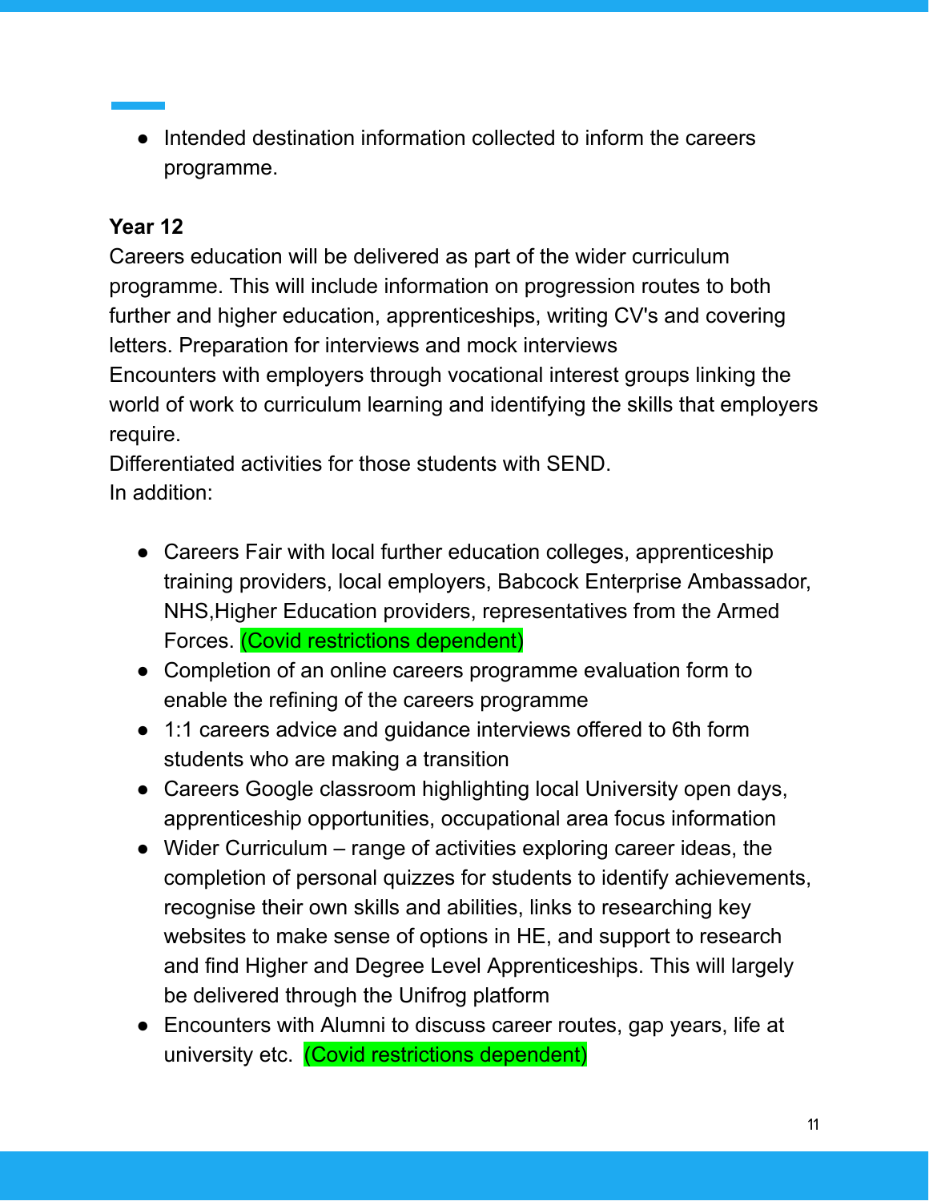- Intended destination information collected to inform the careers programme.

**Year 12**

Careers education will be delivered as part of the wider curriculum programme. This will include information on progression routes to both further and higher education, apprenticeships, writing CV's and covering letters. Preparation for interviews and mock interviews
Encounters with employers through vocational interest groups linking the world of work to curriculum learning and identifying the skills that employers require.
Differentiated activities for those students with SEND.
In addition:

- Careers Fair with local further education colleges, apprenticeship training providers, local employers, Babcock Enterprise Ambassador, NHS,Higher Education providers, representatives from the Armed Forces. (Covid restrictions dependent)
- Completion of an online careers programme evaluation form to enable the refining of the careers programme
- 1:1 careers advice and guidance interviews offered to 6th form students who are making a transition
- Careers Google classroom highlighting local University open days, apprenticeship opportunities, occupational area focus information
- Wider Curriculum – range of activities exploring career ideas, the completion of personal quizzes for students to identify achievements, recognise their own skills and abilities, links to researching key websites to make sense of options in HE, and support to research and find Higher and Degree Level Apprenticeships. This will largely be delivered through the Unifrog platform
- Encounters with Alumni to discuss career routes, gap years, life at university etc. (Covid restrictions dependent)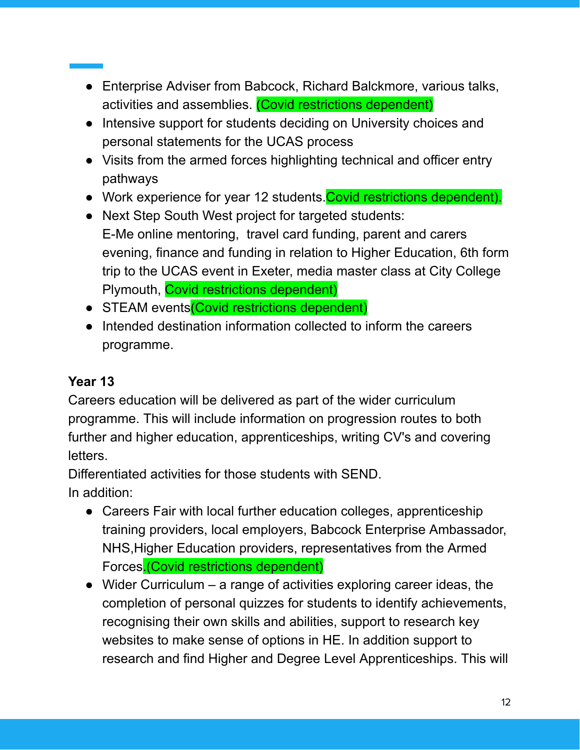- Enterprise Adviser from Babcock, Richard Balckmore, various talks, activities and assemblies. (Covid restrictions dependent)
- Intensive support for students deciding on University choices and personal statements for the UCAS process
- Visits from the armed forces highlighting technical and officer entry pathways
- Work experience for year 12 students.Covid restrictions dependent).
- Next Step South West project for targeted students:
  E-Me online mentoring, travel card funding, parent and carers evening, finance and funding in relation to Higher Education, 6th form trip to the UCAS event in Exeter, media master class at City College Plymouth, Covid restrictions dependent)
- STEAM events(Covid restrictions dependent)
- Intended destination information collected to inform the careers programme.

**Year 13**

Careers education will be delivered as part of the wider curriculum programme. This will include information on progression routes to both further and higher education, apprenticeships, writing CV's and covering letters.
Differentiated activities for those students with SEND.
In addition:

- Careers Fair with local further education colleges, apprenticeship training providers, local employers, Babcock Enterprise Ambassador, NHS,Higher Education providers, representatives from the Armed Forces.(Covid restrictions dependent)
- Wider Curriculum – a range of activities exploring career ideas, the completion of personal quizzes for students to identify achievements, recognising their own skills and abilities, support to research key websites to make sense of options in HE. In addition support to research and find Higher and Degree Level Apprenticeships. This will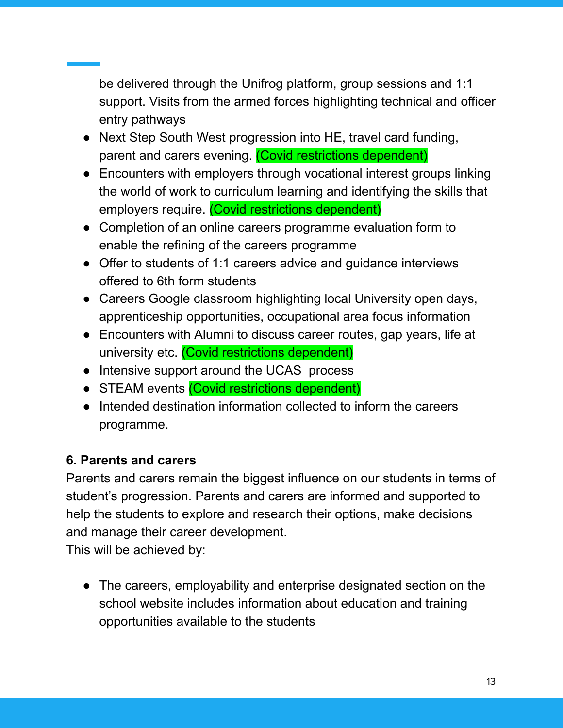be delivered through the Unifrog platform, group sessions and 1:1 support. Visits from the armed forces highlighting technical and officer entry pathways

- Next Step South West progression into HE, travel card funding, parent and carers evening. (Covid restrictions dependent)
- Encounters with employers through vocational interest groups linking the world of work to curriculum learning and identifying the skills that employers require. (Covid restrictions dependent)
- Completion of an online careers programme evaluation form to enable the refining of the careers programme
- Offer to students of 1:1 careers advice and guidance interviews offered to 6th form students
- Careers Google classroom highlighting local University open days, apprenticeship opportunities, occupational area focus information
- Encounters with Alumni to discuss career routes, gap years, life at university etc. (Covid restrictions dependent)
- Intensive support around the UCAS  process
- STEAM events (Covid restrictions dependent)
- Intended destination information collected to inform the careers programme.

**6. Parents and carers**

Parents and carers remain the biggest influence on our students in terms of student's progression. Parents and carers are informed and supported to help the students to explore and research their options, make decisions and manage their career development.
This will be achieved by:

- The careers, employability and enterprise designated section on the school website includes information about education and training opportunities available to the students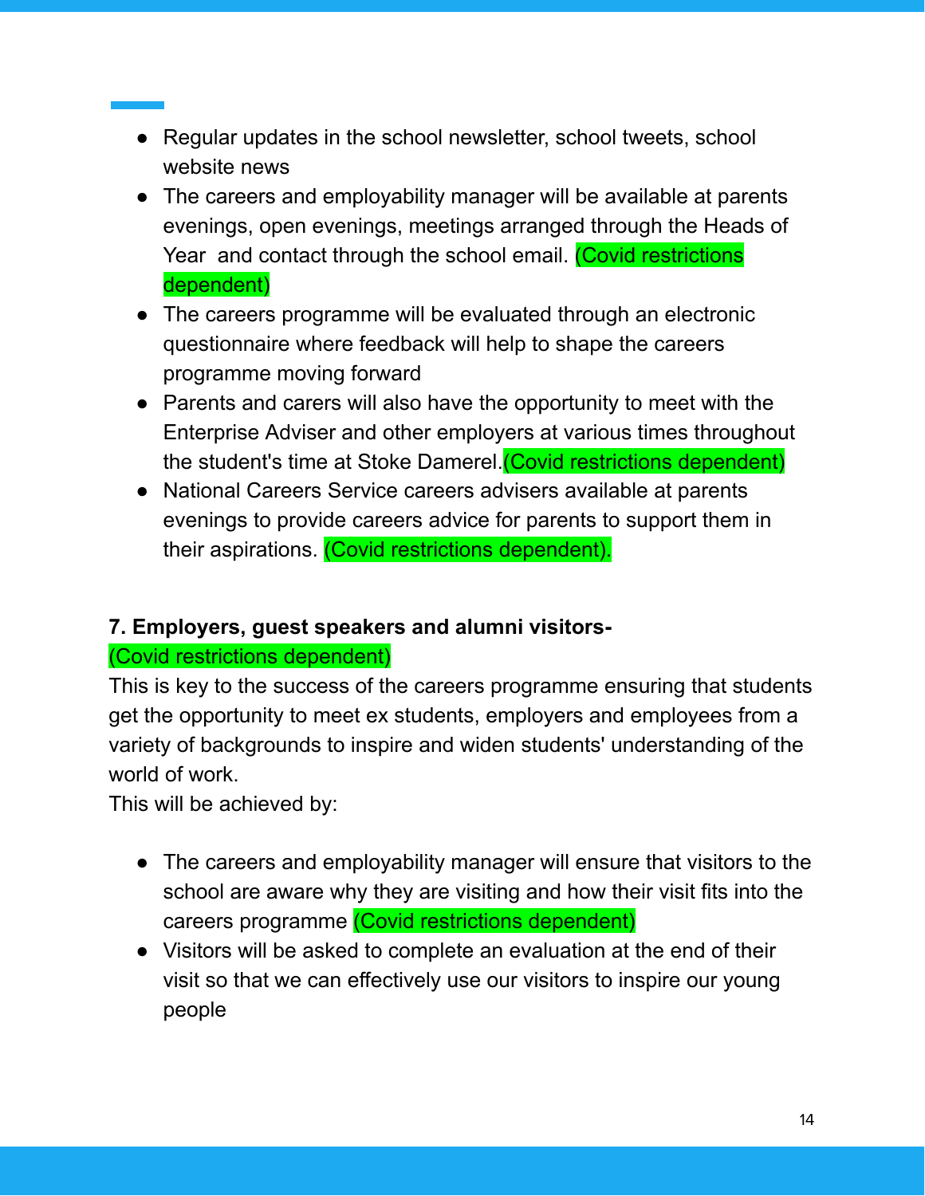- Regular updates in the school newsletter, school tweets, school website news
- The careers and employability manager will be available at parents evenings, open evenings, meetings arranged through the Heads of Year and contact through the school email. (Covid restrictions dependent)
- The careers programme will be evaluated through an electronic questionnaire where feedback will help to shape the careers programme moving forward
- Parents and carers will also have the opportunity to meet with the Enterprise Adviser and other employers at various times throughout the student's time at Stoke Damerel.(Covid restrictions dependent)
- National Careers Service careers advisers available at parents evenings to provide careers advice for parents to support them in their aspirations. (Covid restrictions dependent).

**7. Employers, guest speakers and alumni visitors- (Covid restrictions dependent)**

This is key to the success of the careers programme ensuring that students get the opportunity to meet ex students, employers and employees from a variety of backgrounds to inspire and widen students' understanding of the world of work.

This will be achieved by:

- The careers and employability manager will ensure that visitors to the school are aware why they are visiting and how their visit fits into the careers programme (Covid restrictions dependent)
- Visitors will be asked to complete an evaluation at the end of their visit so that we can effectively use our visitors to inspire our young people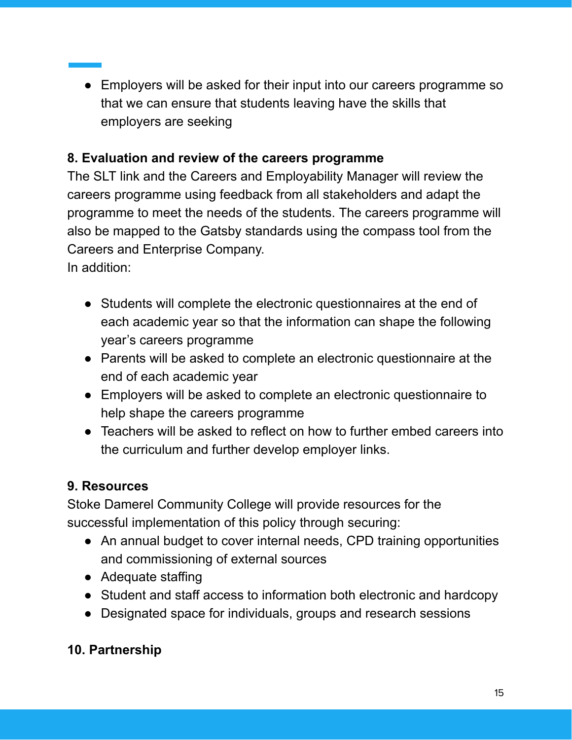- Employers will be asked for their input into our careers programme so that we can ensure that students leaving have the skills that employers are seeking

**8. Evaluation and review of the careers programme**

The SLT link and the Careers and Employability Manager will review the careers programme using feedback from all stakeholders and adapt the programme to meet the needs of the students. The careers programme will also be mapped to the Gatsby standards using the compass tool from the Careers and Enterprise Company.

In addition:

- Students will complete the electronic questionnaires at the end of each academic year so that the information can shape the following year's careers programme
- Parents will be asked to complete an electronic questionnaire at the end of each academic year
- Employers will be asked to complete an electronic questionnaire to help shape the careers programme
- Teachers will be asked to reflect on how to further embed careers into the curriculum and further develop employer links.

**9. Resources**

Stoke Damerel Community College will provide resources for the successful implementation of this policy through securing:

- An annual budget to cover internal needs, CPD training opportunities and commissioning of external sources
- Adequate staffing
- Student and staff access to information both electronic and hardcopy
- Designated space for individuals, groups and research sessions

**10. Partnership**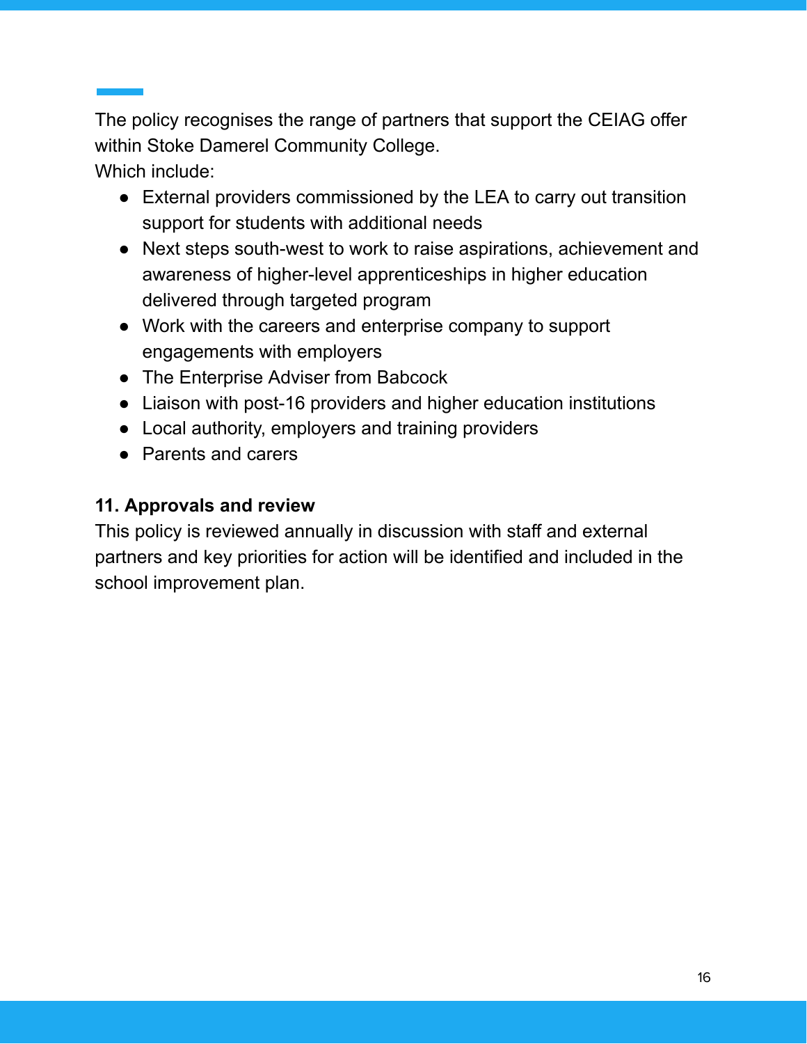The policy recognises the range of partners that support the CEIAG offer within Stoke Damerel Community College.
Which include:

- External providers commissioned by the LEA to carry out transition support for students with additional needs
- Next steps south-west to work to raise aspirations, achievement and awareness of higher-level apprenticeships in higher education delivered through targeted program
- Work with the careers and enterprise company to support engagements with employers
- The Enterprise Adviser from Babcock
- Liaison with post-16 providers and higher education institutions
- Local authority, employers and training providers
- Parents and carers

**11. Approvals and review**

This policy is reviewed annually in discussion with staff and external partners and key priorities for action will be identified and included in the school improvement plan.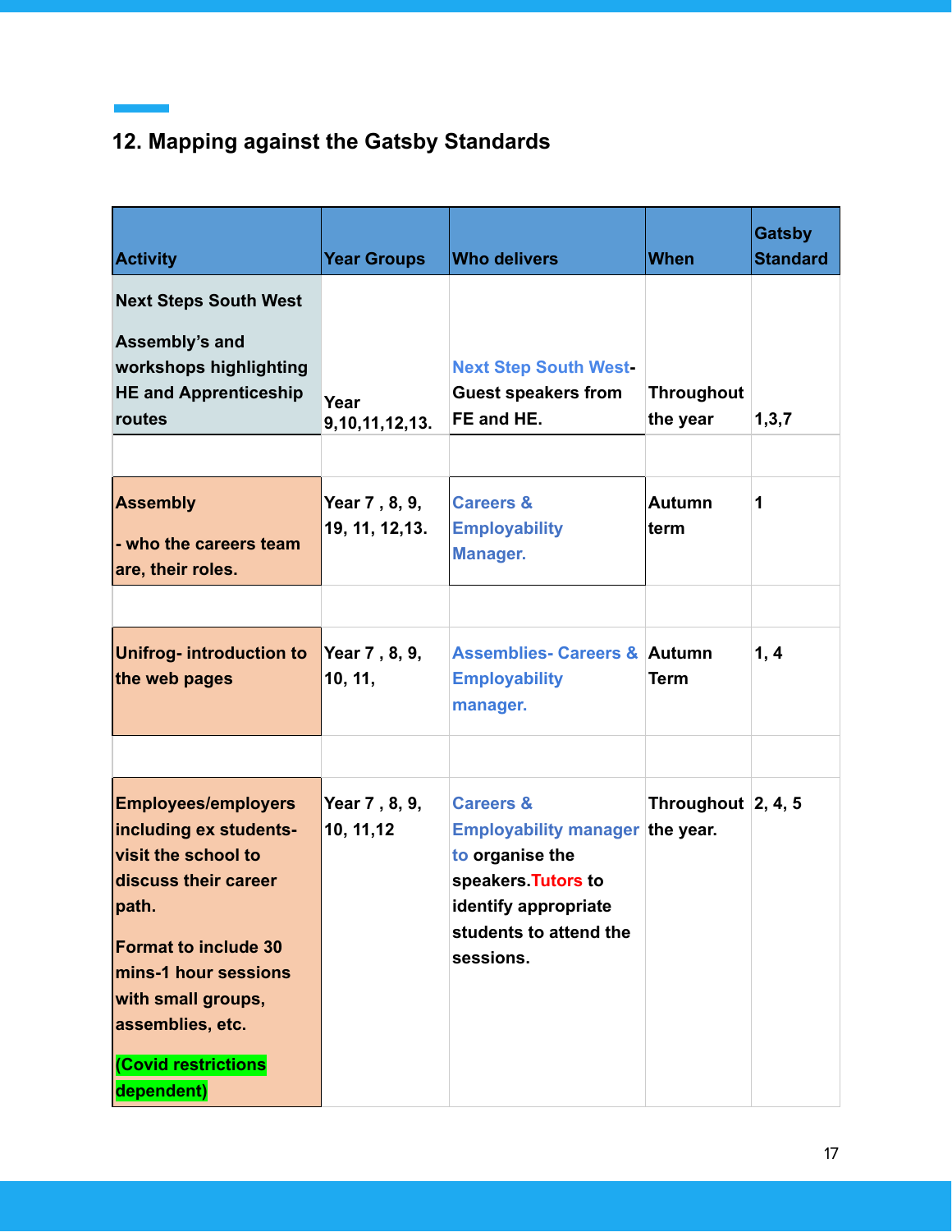## 12. Mapping against the Gatsby Standards

| Activity | Year Groups | Who delivers | When | Gatsby Standard |
|---|---|---|---|---|
| **Next Steps South West**<br><br>**Assembly's and workshops highlighting HE and Apprenticeship routes** | Year 9,10,11,12,13. | Next Step South West- Guest speakers from FE and HE. | Throughout the year | 1,3,7 |
| | | | | |
| **Assembly**<br><br>**- who the careers team are, their roles.** | Year 7 , 8, 9, 19, 11, 12,13. | Careers & Employability Manager. | Autumn term | 1 |
| | | | | |
| **Unifrog- introduction to the web pages** | Year 7 , 8, 9, 10, 11, | Assemblies- Careers & Employability manager. | Autumn Term | 1, 4 |
| | | | | |
| **Employees/employers including ex students- visit the school to discuss their career path.**<br><br>**Format to include 30 mins-1 hour sessions with small groups, assemblies, etc.**<br><br>**(Covid restrictions dependent)** | Year 7 , 8, 9, 10, 11,12 | Careers & Employability manager to organise the speakers. Tutors to identify appropriate students to attend the sessions. | Throughout the year. | 2, 4, 5 |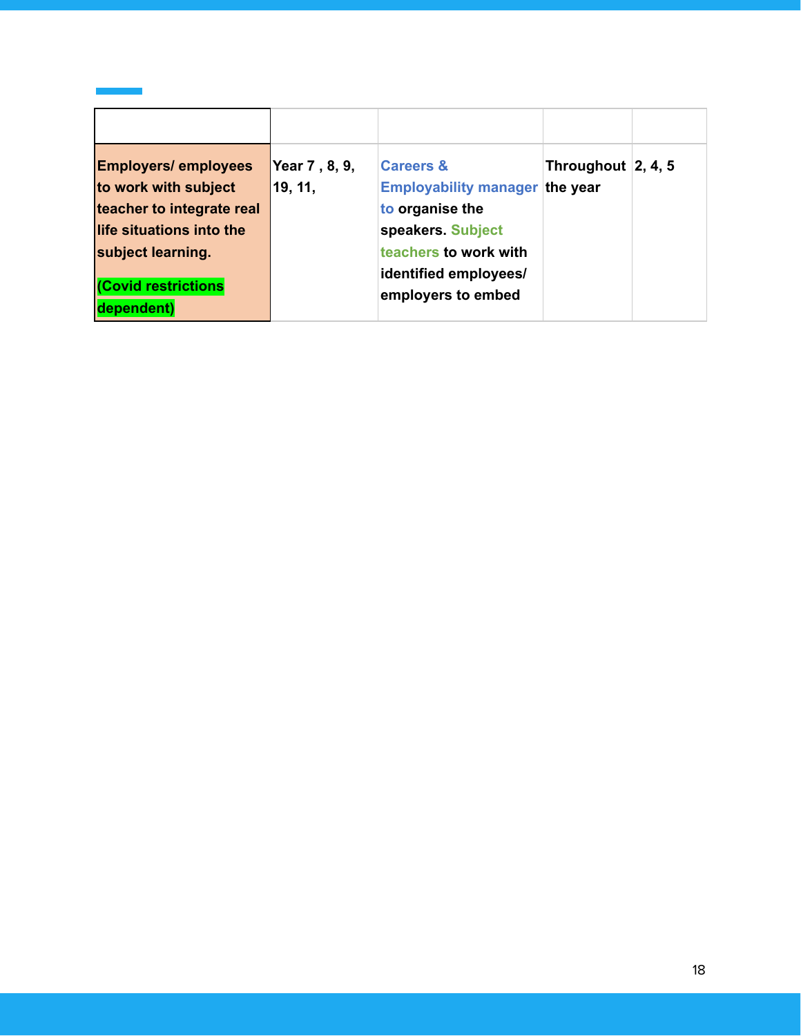| | | | | |
|---|---|---|---|---|
| Employers/ employees to work with subject teacher to integrate real life situations into the subject learning.<br><br>(Covid restrictions dependent) | Year 7 , 8, 9, 19, 11, | Careers & Employability manager to organise the speakers. Subject teachers to work with identified employees/ employers to embed | Throughout the year | 2, 4, 5 |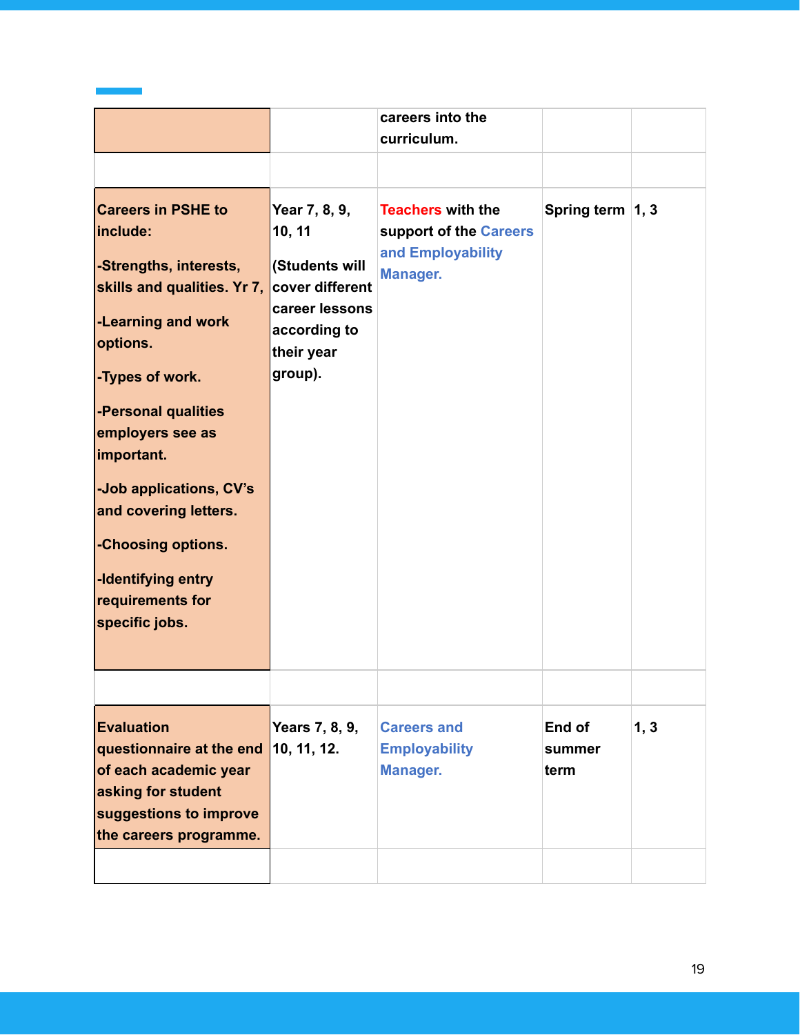| | | | | |
|---|---|---|---|---|
| | | careers into the curriculum. | | |
| | | | | |
| **Careers in PSHE to include:**<br><br>**-Strengths, interests, skills and qualities. Yr 7,**<br><br>**-Learning and work options.**<br><br>**-Types of work.**<br><br>**-Personal qualities employers see as important.**<br><br>**-Job applications, CV's and covering letters.**<br><br>**-Choosing options.**<br><br>**-Identifying entry requirements for specific jobs.** | **Year 7, 8, 9, 10, 11**<br><br>**(Students will cover different career lessons according to their year group).** | **Teachers with the support of the Careers and Employability Manager.** | **Spring term** | **1, 3** |
| | | | | |
| **Evaluation questionnaire at the end of each academic year asking for student suggestions to improve the careers programme.** | **Years 7, 8, 9, 10, 11, 12.** | **Careers and Employability Manager.** | **End of summer term** | **1, 3** |
| | | | | |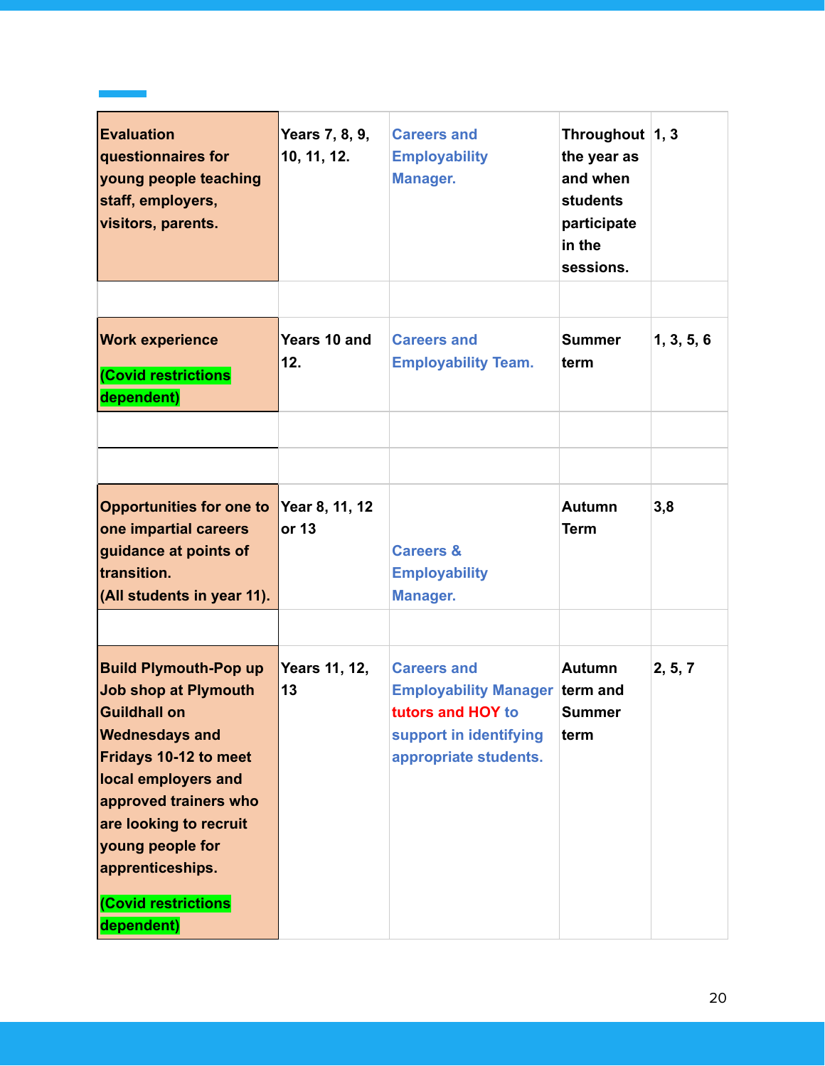| | | | | |
|---|---|---|---|---|
| **Evaluation questionnaires for young people teaching staff, employers, visitors, parents.** | **Years 7, 8, 9, 10, 11, 12.** | **Careers and Employability Manager.** | **Throughout the year as and when students participate in the sessions.** | **1, 3** |
| | | | | |
| **Work experience**<br><br>**(Covid restrictions dependent)** | **Years 10 and 12.** | **Careers and Employability Team.** | **Summer term** | **1, 3, 5, 6** |
| | | | | |
| | | | | |
| **Opportunities for one to one impartial careers guidance at points of transition.**<br>**(All students in year 11).** | **Year 8, 11, 12 or 13** | **Careers & Employability Manager.** | **Autumn Term** | **3,8** |
| | | | | |
| **Build Plymouth-Pop up Job shop at Plymouth Guildhall on Wednesdays and Fridays 10-12 to meet local employers and approved trainers who are looking to recruit young people for apprenticeships.**<br><br>**(Covid restrictions dependent)** | **Years 11, 12, 13** | **Careers and Employability Manager tutors and HOY to support in identifying appropriate students.** | **Autumn term and Summer term** | **2, 5, 7** |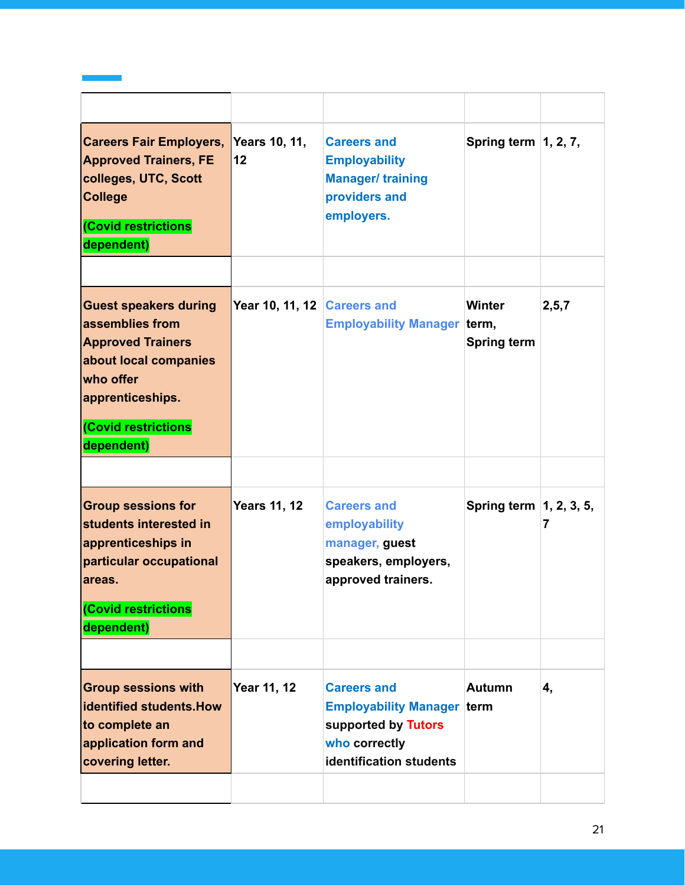| | | | | |
|---|---|---|---|---|
| Careers Fair Employers, Approved Trainers, FE colleges, UTC, Scott College (Covid restrictions dependent) | Years 10, 11, 12 | Careers and Employability Manager/ training providers and employers. | Spring term | 1, 2, 7, |
| | | | | |
| Guest speakers during assemblies from Approved Trainers about local companies who offer apprenticeships. (Covid restrictions dependent) | Year 10, 11, 12 | Careers and Employability Manager | Winter term, Spring term | 2,5,7 |
| | | | | |
| Group sessions for students interested in apprenticeships in particular occupational areas. (Covid restrictions dependent) | Years 11, 12 | Careers and employability manager, guest speakers, employers, approved trainers. | Spring term | 1, 2, 3, 5, 7 |
| | | | | |
| Group sessions with identified students.How to complete an application form and covering letter. | Year 11, 12 | Careers and Employability Manager supported by Tutors who correctly identification students | Autumn term | 4, |
| | | | | |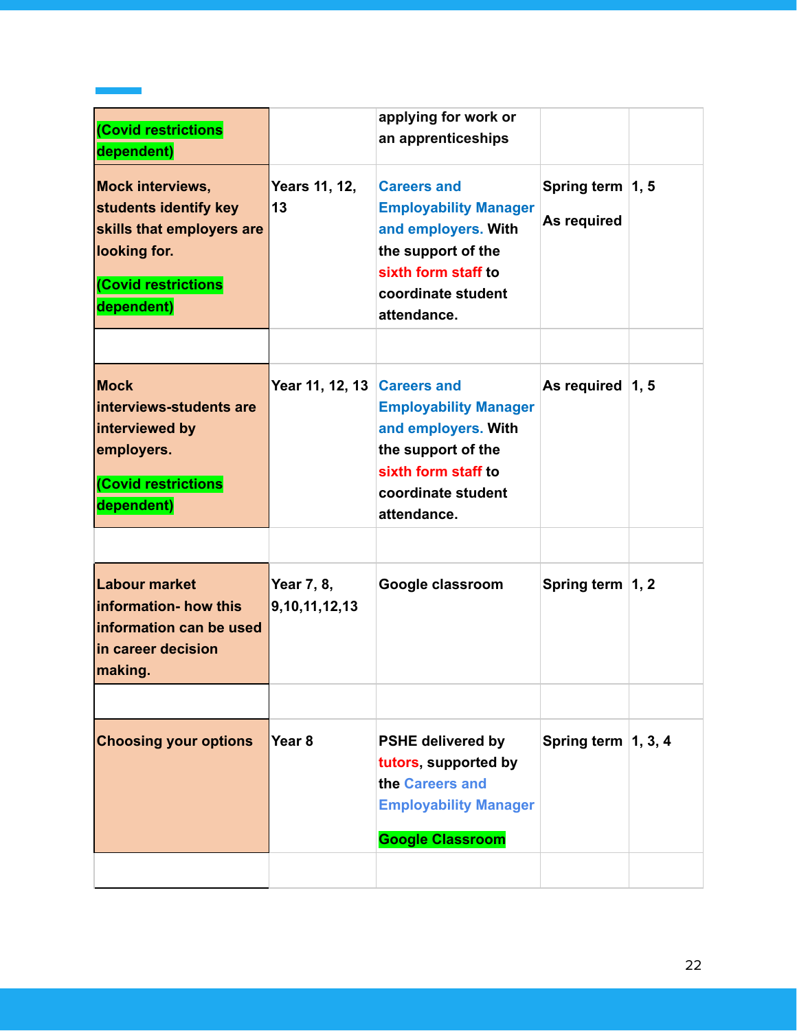| | | | | |
|---|---|---|---|---|
| (Covid restrictions dependent) | | applying for work or an apprenticeships | | |
| Mock interviews, students identify key skills that employers are looking for.<br><br>(Covid restrictions dependent) | Years 11, 12, 13 | Careers and Employability Manager and employers. With the support of the sixth form staff to coordinate student attendance. | Spring term<br><br>As required | 1, 5 |
| | | | | |
| Mock interviews-students are interviewed by employers.<br><br>(Covid restrictions dependent) | Year 11, 12, 13 | Careers and Employability Manager and employers. With the support of the sixth form staff to coordinate student attendance. | As required | 1, 5 |
| | | | | |
| Labour market information- how this information can be used in career decision making. | Year 7, 8, 9,10,11,12,13 | Google classroom | Spring term | 1, 2 |
| | | | | |
| Choosing your options | Year 8 | PSHE delivered by tutors, supported by the Careers and Employability Manager<br><br>Google Classroom | Spring term | 1, 3, 4 |
| | | | | |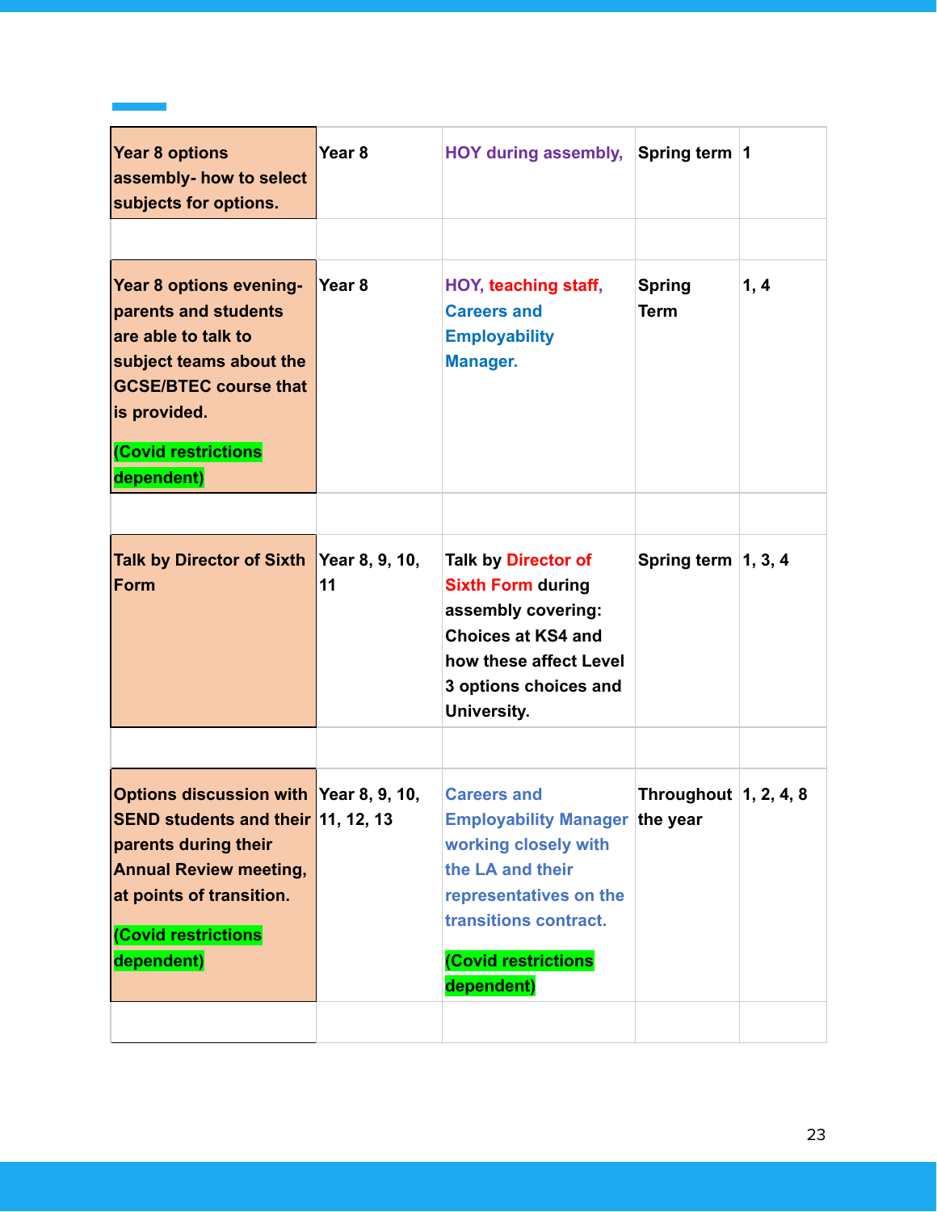| Year 8 options assembly- how to select subjects for options. | Year 8 | HOY during assembly, | Spring term | 1 |
|---|---|---|---|---|
| | | | | |
| Year 8 options evening- parents and students are able to talk to subject teams about the GCSE/BTEC course that is provided.<br><br>(Covid restrictions dependent) | Year 8 | HOY, teaching staff, Careers and Employability Manager. | Spring Term | 1, 4 |
| | | | | |
| Talk by Director of Sixth Form | Year 8, 9, 10, 11 | Talk by Director of Sixth Form during assembly covering: Choices at KS4 and how these affect Level 3 options choices and University. | Spring term | 1, 3, 4 |
| | | | | |
| Options discussion with SEND students and their parents during their Annual Review meeting, at points of transition.<br><br>(Covid restrictions dependent) | Year 8, 9, 10, 11, 12, 13 | Careers and Employability Manager working closely with the LA and their representatives on the transitions contract.<br><br>(Covid restrictions dependent) | Throughout the year | 1, 2, 4, 8 |
| | | | | |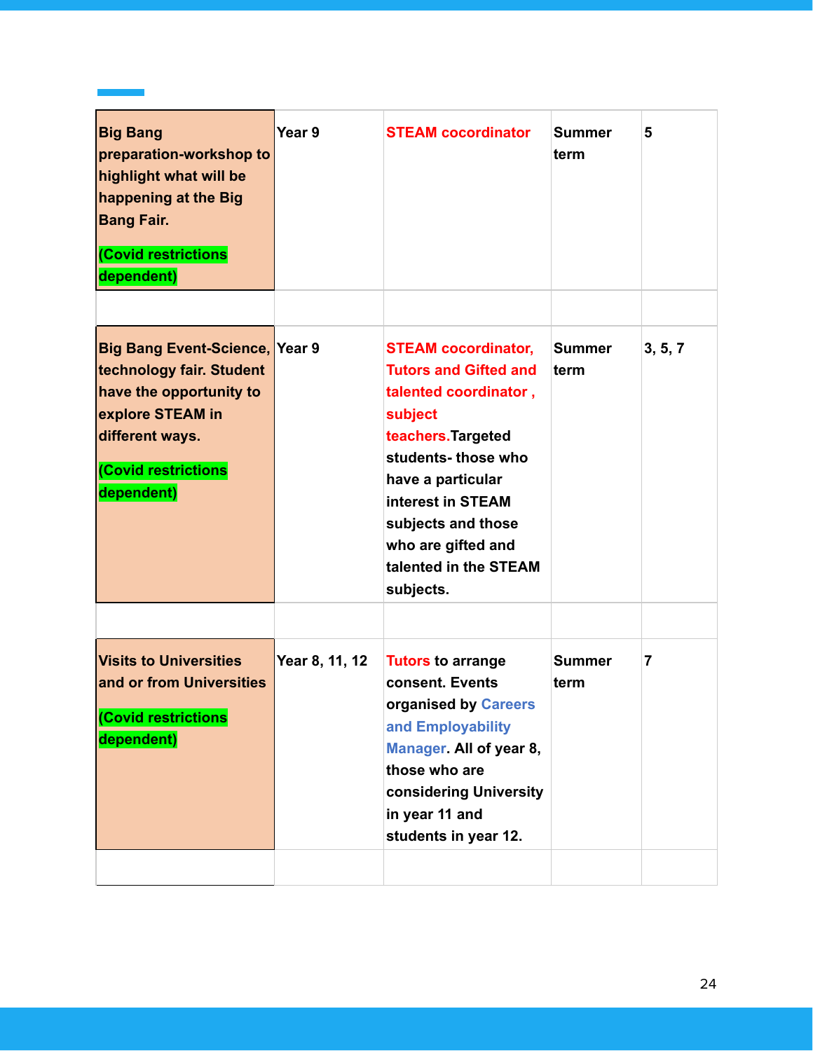| | | | | |
|---|---|---|---|---|
| **Big Bang preparation-workshop to highlight what will be happening at the Big Bang Fair.** **(Covid restrictions dependent)** | **Year 9** | **STEAM cocordinator** | **Summer term** | **5** |
| | | | | |
| **Big Bang Event-Science, technology fair. Student have the opportunity to explore STEAM in different ways.** **(Covid restrictions dependent)** | **Year 9** | **STEAM cocordinator, Tutors and Gifted and talented coordinator , subject teachers.Targeted students- those who have a particular interest in STEAM subjects and those who are gifted and talented in the STEAM subjects.** | **Summer term** | **3, 5, 7** |
| | | | | |
| **Visits to Universities and or from Universities** **(Covid restrictions dependent)** | **Year 8, 11, 12** | **Tutors to arrange consent. Events organised by Careers and Employability Manager. All of year 8, those who are considering University in year 11 and students in year 12.** | **Summer term** | **7** |
| | | | | |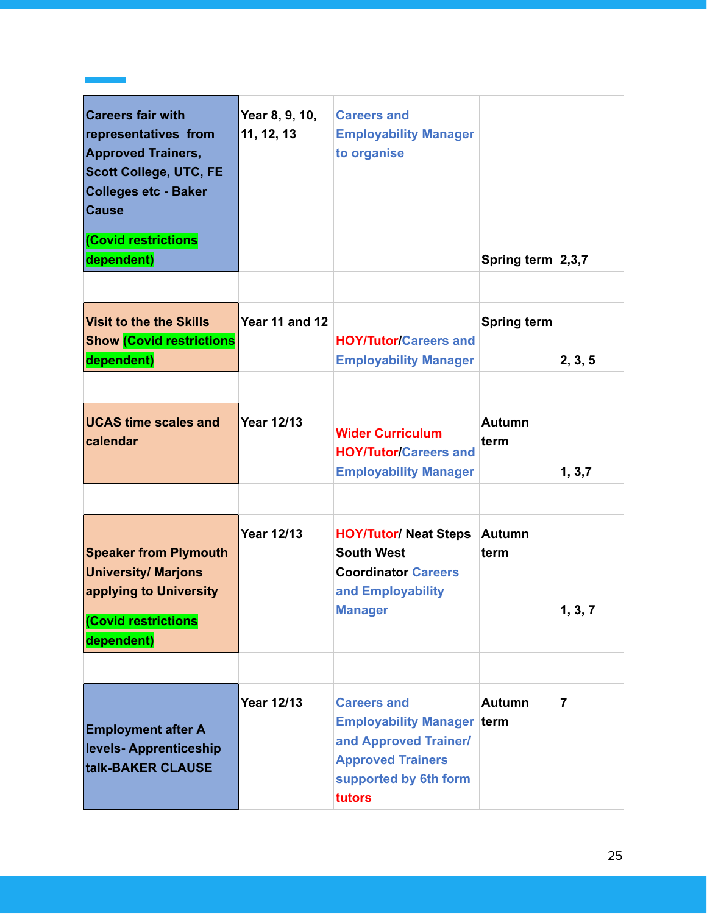| | | | | |
|---|---|---|---|---|
| Careers fair with representatives from Approved Trainers, Scott College, UTC, FE Colleges etc - Baker Cause (Covid restrictions dependent) | Year 8, 9, 10, 11, 12, 13 | Careers and Employability Manager to organise | Spring term | 2,3,7 |
| | | | | |
| Visit to the the Skills Show (Covid restrictions dependent) | Year 11 and 12 | HOY/Tutor/Careers and Employability Manager | Spring term | 2, 3, 5 |
| | | | | |
| UCAS time scales and calendar | Year 12/13 | Wider Curriculum HOY/Tutor/Careers and Employability Manager | Autumn term | 1, 3,7 |
| | | | | |
| Speaker from Plymouth University/ Marjons applying to University (Covid restrictions dependent) | Year 12/13 | HOY/Tutor/ Neat Steps South West Coordinator Careers and Employability Manager | Autumn term | 1, 3, 7 |
| | | | | |
| Employment after A levels- Apprenticeship talk-BAKER CLAUSE | Year 12/13 | Careers and Employability Manager and Approved Trainer/ Approved Trainers supported by 6th form tutors | Autumn term | 7 |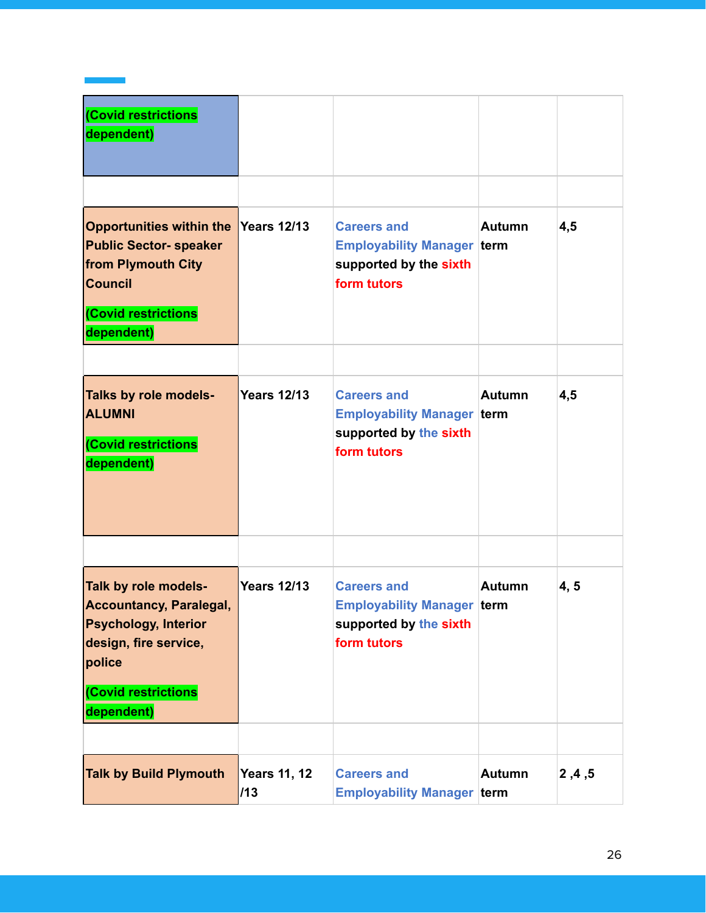| | | | | |
|---|---|---|---|---|
| (Covid restrictions dependent) | | | | |
| | | | | |
| Opportunities within the Public Sector- speaker from Plymouth City Council<br><br>(Covid restrictions dependent) | Years 12/13 | Careers and Employability Manager supported by the sixth form tutors | Autumn term | 4,5 |
| | | | | |
| Talks by role models- ALUMNI<br><br>(Covid restrictions dependent) | Years 12/13 | Careers and Employability Manager supported by the sixth form tutors | Autumn term | 4,5 |
| | | | | |
| Talk by role models- Accountancy, Paralegal, Psychology, Interior design, fire service, police<br><br>(Covid restrictions dependent) | Years 12/13 | Careers and Employability Manager supported by the sixth form tutors | Autumn term | 4, 5 |
| | | | | |
| Talk by Build Plymouth | Years 11, 12 /13 | Careers and Employability Manager | Autumn term | 2 ,4 ,5 |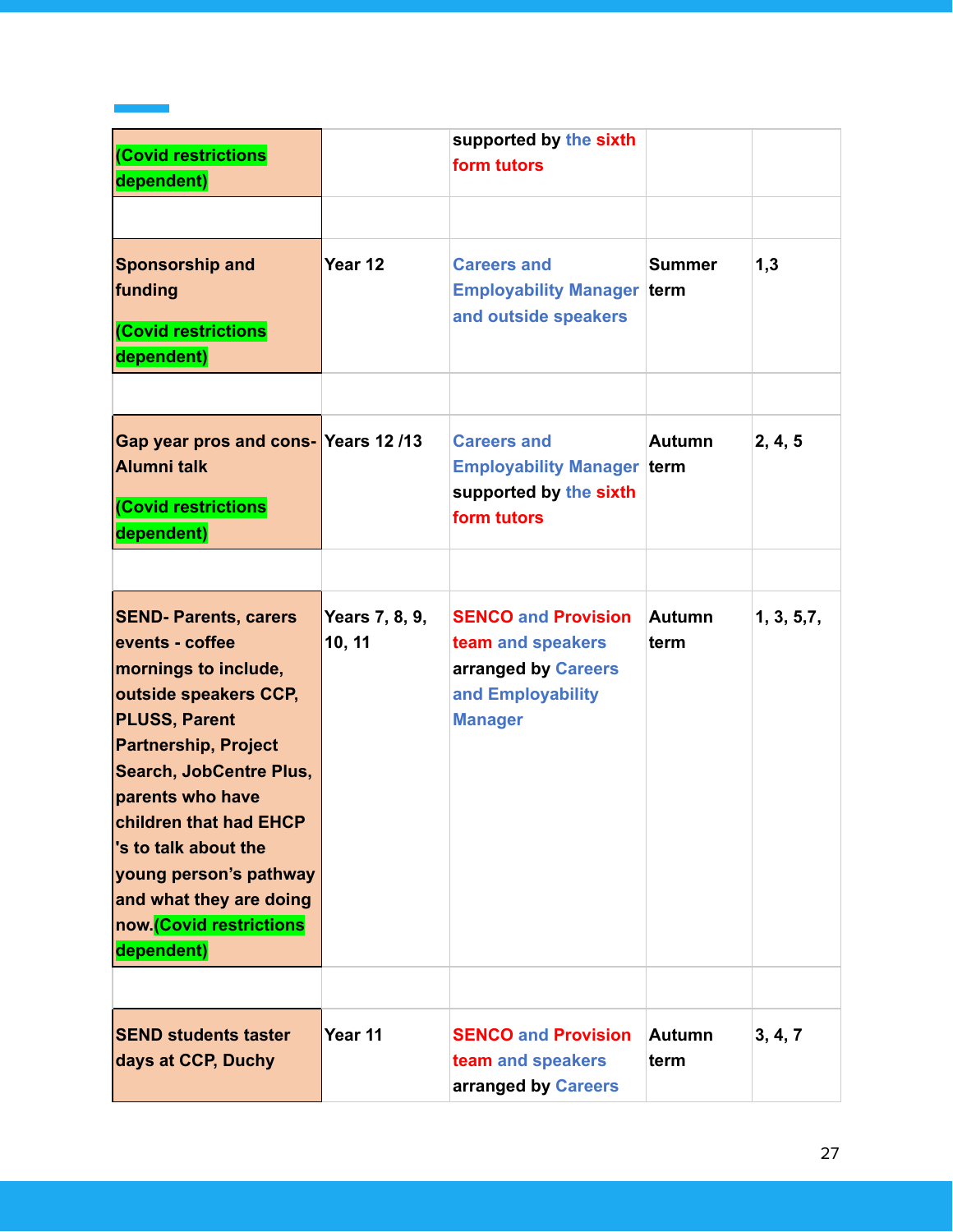| | | | | |
|---|---|---|---|---|
| (Covid restrictions dependent) | | supported by the sixth form tutors | | |
| | | | | |
| Sponsorship and funding<br><br>(Covid restrictions dependent) | Year 12 | Careers and Employability Manager and outside speakers | Summer term | 1,3 |
| | | | | |
| Gap year pros and cons- Alumni talk<br><br>(Covid restrictions dependent) | Years 12 /13 | Careers and Employability Manager supported by the sixth form tutors | Autumn term | 2, 4, 5 |
| | | | | |
| SEND- Parents, carers events - coffee mornings to include, outside speakers CCP, PLUSS, Parent Partnership, Project Search, JobCentre Plus, parents who have children that had EHCP 's to talk about the young person's pathway and what they are doing now.(Covid restrictions dependent) | Years 7, 8, 9, 10, 11 | SENCO and Provision team and speakers arranged by Careers and Employability Manager | Autumn term | 1, 3, 5,7, |
| | | | | |
| SEND students taster days at CCP, Duchy | Year 11 | SENCO and Provision team and speakers arranged by Careers | Autumn term | 3, 4, 7 |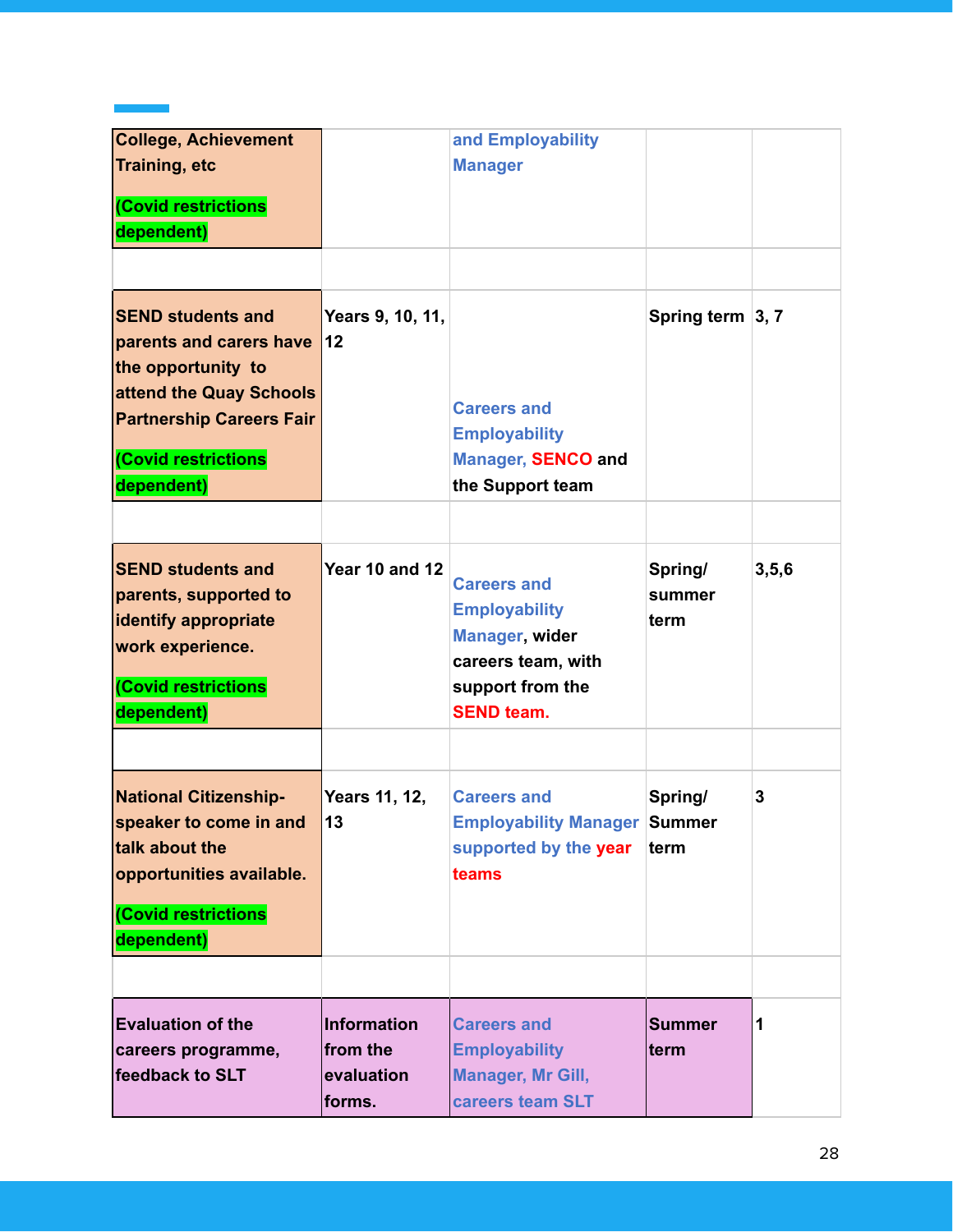| | | | | |
|---|---|---|---|---|
| College, Achievement Training, etc (Covid restrictions dependent) | | and Employability Manager | | |
| | | | | |
| SEND students and parents and carers have the opportunity to attend the Quay Schools Partnership Careers Fair (Covid restrictions dependent) | Years 9, 10, 11, 12 | Careers and Employability Manager, SENCO and the Support team | Spring term | 3, 7 |
| | | | | |
| SEND students and parents, supported to identify appropriate work experience. (Covid restrictions dependent) | Year 10 and 12 | Careers and Employability Manager, wider careers team, with support from the SEND team. | Spring/ summer term | 3,5,6 |
| | | | | |
| National Citizenship- speaker to come in and talk about the opportunities available. (Covid restrictions dependent) | Years 11, 12, 13 | Careers and Employability Manager supported by the year teams | Spring/ Summer term | 3 |
| | | | | |
| Evaluation of the careers programme, feedback to SLT | Information from the evaluation forms. | Careers and Employability Manager, Mr Gill, careers team SLT | Summer term | 1 |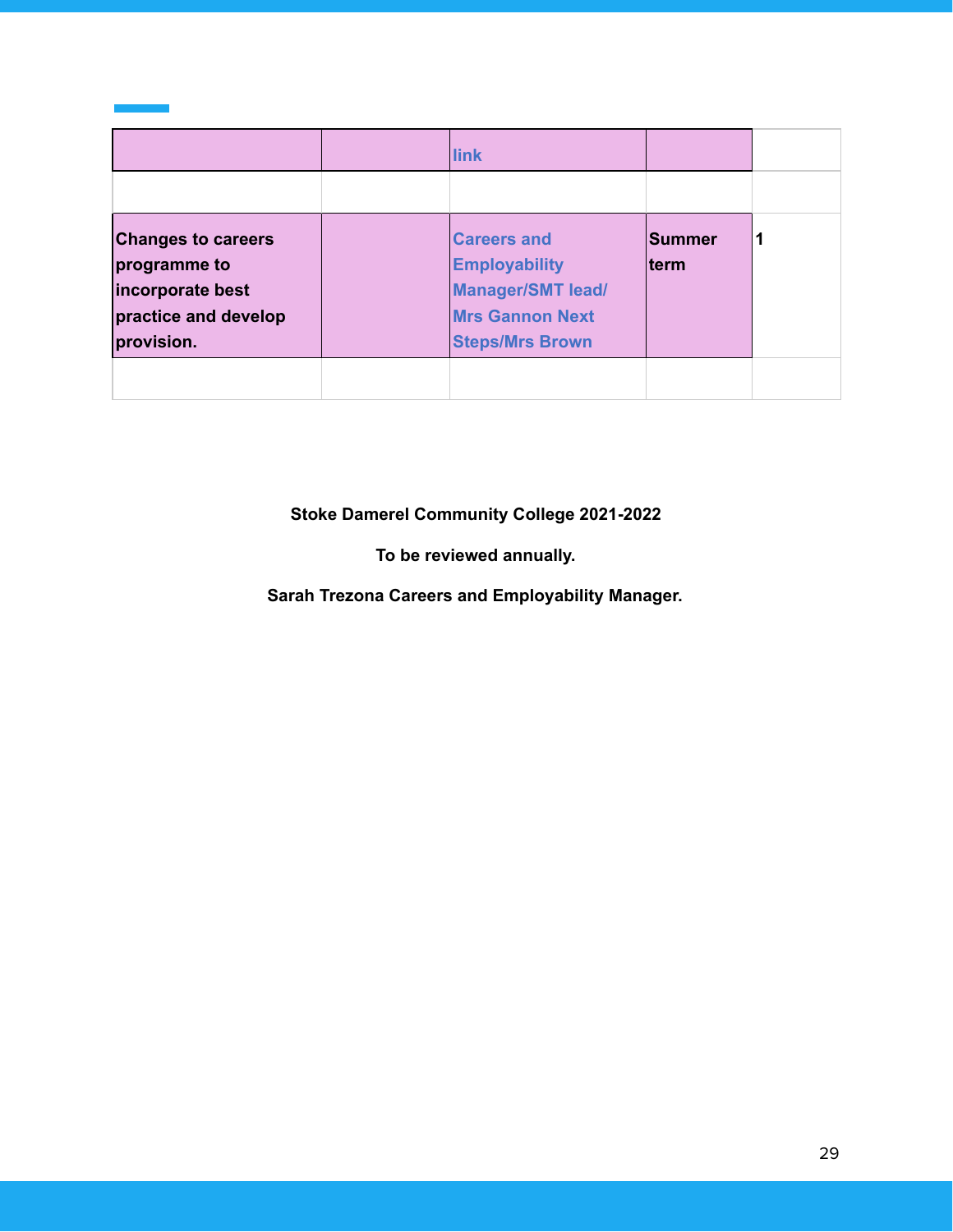|  |  | link |  |  |
|---|---|---|---|---|
|  |  |  |  |  |
| **Changes to careers programme to incorporate best practice and develop provision.** |  | **Careers and Employability Manager/SMT lead/ Mrs Gannon Next Steps/Mrs Brown** | **Summer term** | **1** |
|  |  |  |  |  |

**Stoke Damerel Community College 2021-2022**

**To be reviewed annually.**

**Sarah Trezona Careers and Employability Manager.**